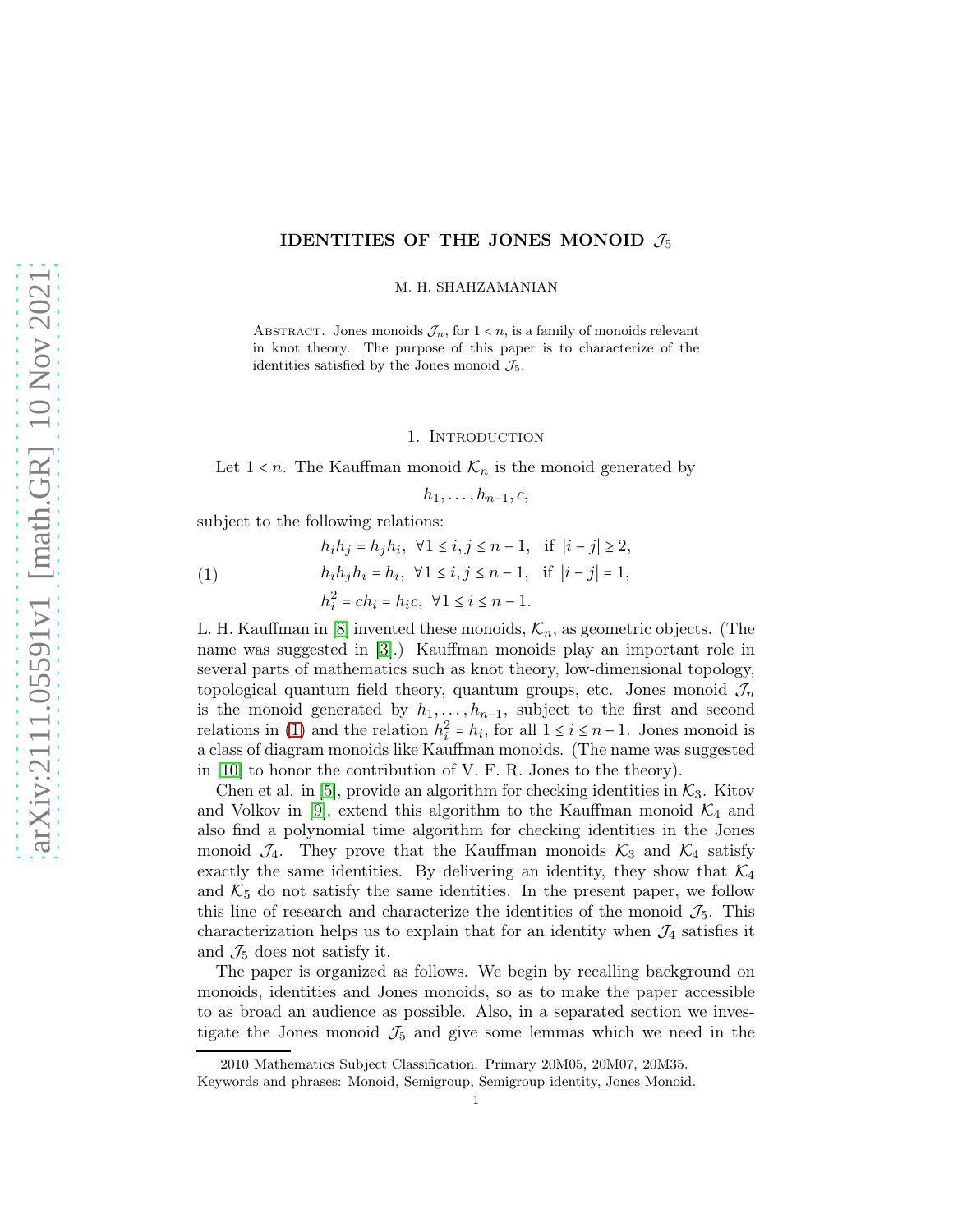# IDENTITIES OF THE JONES MONOID $\mathcal{J}_5$

M. H. SHAHZAMANIAN

Abstract. Jones monoids $\mathcal{J}_n$, for $1 < n$, is a family of monoids relevant in knot theory. The purpose of this paper is to characterize of the identities satisfied by the Jones monoid $\mathcal{J}_5$.

## 1. Introduction

Let $1 < n$. The Kauffman monoid $\mathcal{K}_n$ is the monoid generated by

$$h_1, \ldots, h_{n-1}, c,$$

subject to the following relations:

$$
\begin{aligned}
&h_i h_j = h_j h_i, \ \forall 1 \le i, j \le n-1, \ \text{ if } |i-j| \ge 2, \\
&h_i h_j h_i = h_i, \ \forall 1 \le i, j \le n-1, \ \text{ if } |i-j| = 1, \qquad (1)\\
&h_i^2 = c h_i = h_i c, \ \forall 1 \le i \le n-1.
\end{aligned}
$$

L. H. Kauffman in [8] invented these monoids, $\mathcal{K}_n$, as geometric objects. (The name was suggested in [3].) Kauffman monoids play an important role in several parts of mathematics such as knot theory, low-dimensional topology, topological quantum field theory, quantum groups, etc. Jones monoid $\mathcal{J}_n$ is the monoid generated by $h_1, \ldots, h_{n-1}$, subject to the first and second relations in (1) and the relation $h_i^2 = h_i$, for all $1 \le i \le n-1$. Jones monoid is a class of diagram monoids like Kauffman monoids. (The name was suggested in [10] to honor the contribution of V. F. R. Jones to the theory).

Chen et al. in [5], provide an algorithm for checking identities in $\mathcal{K}_3$. Kitov and Volkov in [9], extend this algorithm to the Kauffman monoid $\mathcal{K}_4$ and also find a polynomial time algorithm for checking identities in the Jones monoid $\mathcal{J}_4$. They prove that the Kauffman monoids $\mathcal{K}_3$ and $\mathcal{K}_4$ satisfy exactly the same identities. By delivering an identity, they show that $\mathcal{K}_4$ and $\mathcal{K}_5$ do not satisfy the same identities. In the present paper, we follow this line of research and characterize the identities of the monoid $\mathcal{J}_5$. This characterization helps us to explain that for an identity when $\mathcal{J}_4$ satisfies it and $\mathcal{J}_5$ does not satisfy it.

The paper is organized as follows. We begin by recalling background on monoids, identities and Jones monoids, so as to make the paper accessible to as broad an audience as possible. Also, in a separated section we investigate the Jones monoid $\mathcal{J}_5$ and give some lemmas which we need in the

2010 Mathematics Subject Classification. Primary 20M05, 20M07, 20M35.

Keywords and phrases: Monoid, Semigroup, Semigroup identity, Jones Monoid.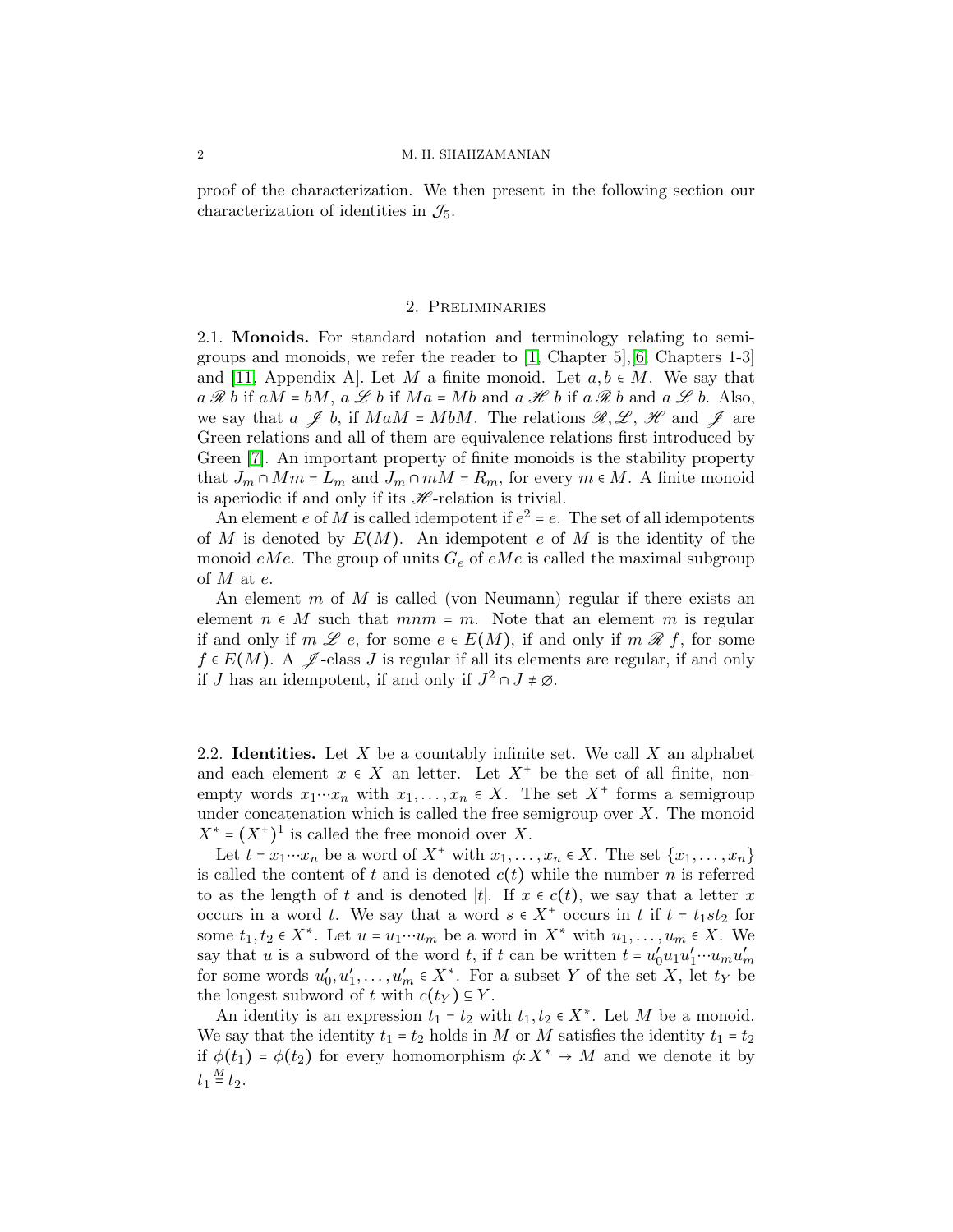proof of the characterization. We then present in the following section our characterization of identities in $\mathcal{J}_5$.

## 2. Preliminaries

2.1. **Monoids.** For standard notation and terminology relating to semigroups and monoids, we refer the reader to [1, Chapter 5],[6, Chapters 1-3] and [11, Appendix A]. Let $M$ a finite monoid. Let $a, b \in M$. We say that $a \mathscr{R} b$ if $aM = bM$, $a \mathscr{L} b$ if $Ma = Mb$ and $a \mathscr{H} b$ if $a \mathscr{R} b$ and $a \mathscr{L} b$. Also, we say that $a \mathscr{J} b$, if $MaM = MbM$. The relations $\mathscr{R}, \mathscr{L}$, $\mathscr{H}$ and $\mathscr{J}$ are Green relations and all of them are equivalence relations first introduced by Green [7]. An important property of finite monoids is the stability property that $J_m \cap Mm = L_m$ and $J_m \cap mM = R_m$, for every $m \in M$. A finite monoid is aperiodic if and only if its $\mathscr{H}$-relation is trivial.

An element $e$ of $M$ is called idempotent if $e^2 = e$. The set of all idempotents of $M$ is denoted by $E(M)$. An idempotent $e$ of $M$ is the identity of the monoid $eMe$. The group of units $G_e$ of $eMe$ is called the maximal subgroup of $M$ at $e$.

An element $m$ of $M$ is called (von Neumann) regular if there exists an element $n \in M$ such that $mnm = m$. Note that an element $m$ is regular if and only if $m \mathscr{L} e$, for some $e \in E(M)$, if and only if $m \mathscr{R} f$, for some $f \in E(M)$. A $\mathscr{J}$-class $J$ is regular if all its elements are regular, if and only if $J$ has an idempotent, if and only if $J^2 \cap J \neq \varnothing$.

2.2. **Identities.** Let $X$ be a countably infinite set. We call $X$ an alphabet and each element $x \in X$ an letter. Let $X^+$ be the set of all finite, nonempty words $x_1 \cdots x_n$ with $x_1, \ldots, x_n \in X$. The set $X^+$ forms a semigroup under concatenation which is called the free semigroup over $X$. The monoid $X^* = (X^+)^1$ is called the free monoid over $X$.

Let $t = x_1 \cdots x_n$ be a word of $X^+$ with $x_1, \ldots, x_n \in X$. The set $\{x_1, \ldots, x_n\}$ is called the content of $t$ and is denoted $c(t)$ while the number $n$ is referred to as the length of $t$ and is denoted $|t|$. If $x \in c(t)$, we say that a letter $x$ occurs in a word $t$. We say that a word $s \in X^+$ occurs in $t$ if $t = t_1 s t_2$ for some $t_1, t_2 \in X^*$. Let $u = u_1 \cdots u_m$ be a word in $X^*$ with $u_1, \ldots, u_m \in X$. We say that $u$ is a subword of the word $t$, if $t$ can be written $t = u'_0 u_1 u'_1 \cdots u_m u'_m$ for some words $u'_0, u'_1, \ldots, u'_m \in X^*$. For a subset $Y$ of the set $X$, let $t_Y$ be the longest subword of $t$ with $c(t_Y) \subseteq Y$.

An identity is an expression $t_1 = t_2$ with $t_1, t_2 \in X^*$. Let $M$ be a monoid. We say that the identity $t_1 = t_2$ holds in $M$ or $M$ satisfies the identity $t_1 = t_2$ if $\phi(t_1) = \phi(t_2)$ for every homomorphism $\phi \colon X^* \to M$ and we denote it by $t_1 \overset{M}{=} t_2$.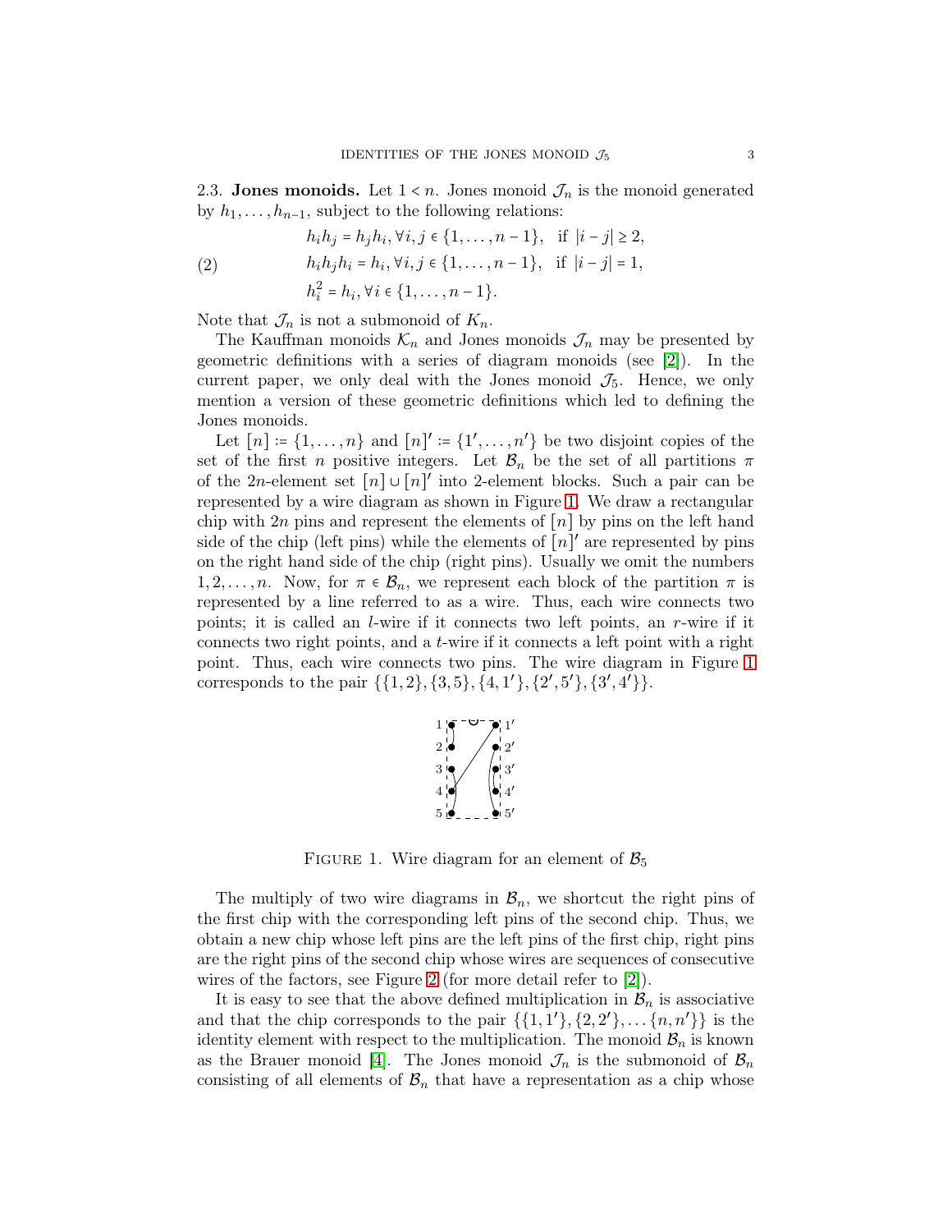2.3. **Jones monoids.** Let $1 < n$. Jones monoid $\mathcal{J}_n$ is the monoid generated by $h_1, \dots, h_{n-1}$, subject to the following relations:

$$
\begin{aligned}
& h_i h_j = h_j h_i, \forall i, j \in \{1, \dots, n-1\}, \quad \text{if } |i-j| \geq 2, \\
& h_i h_j h_i = h_i, \forall i, j \in \{1, \dots, n-1\}, \quad \text{if } |i-j| = 1, \\
& h_i^2 = h_i, \forall i \in \{1, \dots, n-1\}.
\end{aligned} \tag{2}
$$

Note that $\mathcal{J}_n$ is not a submonoid of $K_n$.

The Kauffman monoids $\mathcal{K}_n$ and Jones monoids $\mathcal{J}_n$ may be presented by geometric definitions with a series of diagram monoids (see [2]). In the current paper, we only deal with the Jones monoid $\mathcal{J}_5$. Hence, we only mention a version of these geometric definitions which led to defining the Jones monoids.

Let $[n] := \{1, \dots, n\}$ and $[n]' := \{1', \dots, n'\}$ be two disjoint copies of the set of the first $n$ positive integers. Let $\mathcal{B}_n$ be the set of all partitions $\pi$ of the $2n$-element set $[n] \cup [n]'$ into 2-element blocks. Such a pair can be represented by a wire diagram as shown in Figure 1. We draw a rectangular chip with $2n$ pins and represent the elements of $[n]$ by pins on the left hand side of the chip (left pins) while the elements of $[n]'$ are represented by pins on the right hand side of the chip (right pins). Usually we omit the numbers $1, 2, \dots, n$. Now, for $\pi \in \mathcal{B}_n$, we represent each block of the partition $\pi$ is represented by a line referred to as a wire. Thus, each wire connects two points; it is called an $l$-wire if it connects two left points, an $r$-wire if it connects two right points, and a $t$-wire if it connects a left point with a right point. Thus, each wire connects two pins. The wire diagram in Figure 1 corresponds to the pair $\{\{1,2\},\{3,5\},\{4,1'\},\{2',5'\},\{3',4'\}\}$.

FIGURE 1. Wire diagram for an element of $\mathcal{B}_5$

The multiply of two wire diagrams in $\mathcal{B}_n$, we shortcut the right pins of the first chip with the corresponding left pins of the second chip. Thus, we obtain a new chip whose left pins are the left pins of the first chip, right pins are the right pins of the second chip whose wires are sequences of consecutive wires of the factors, see Figure 2 (for more detail refer to [2]).

It is easy to see that the above defined multiplication in $\mathcal{B}_n$ is associative and that the chip corresponds to the pair $\{\{1,1'\},\{2,2'\},\dots\{n,n'\}\}$ is the identity element with respect to the multiplication. The monoid $\mathcal{B}_n$ is known as the Brauer monoid [4]. The Jones monoid $\mathcal{J}_n$ is the submonoid of $\mathcal{B}_n$ consisting of all elements of $\mathcal{B}_n$ that have a representation as a chip whose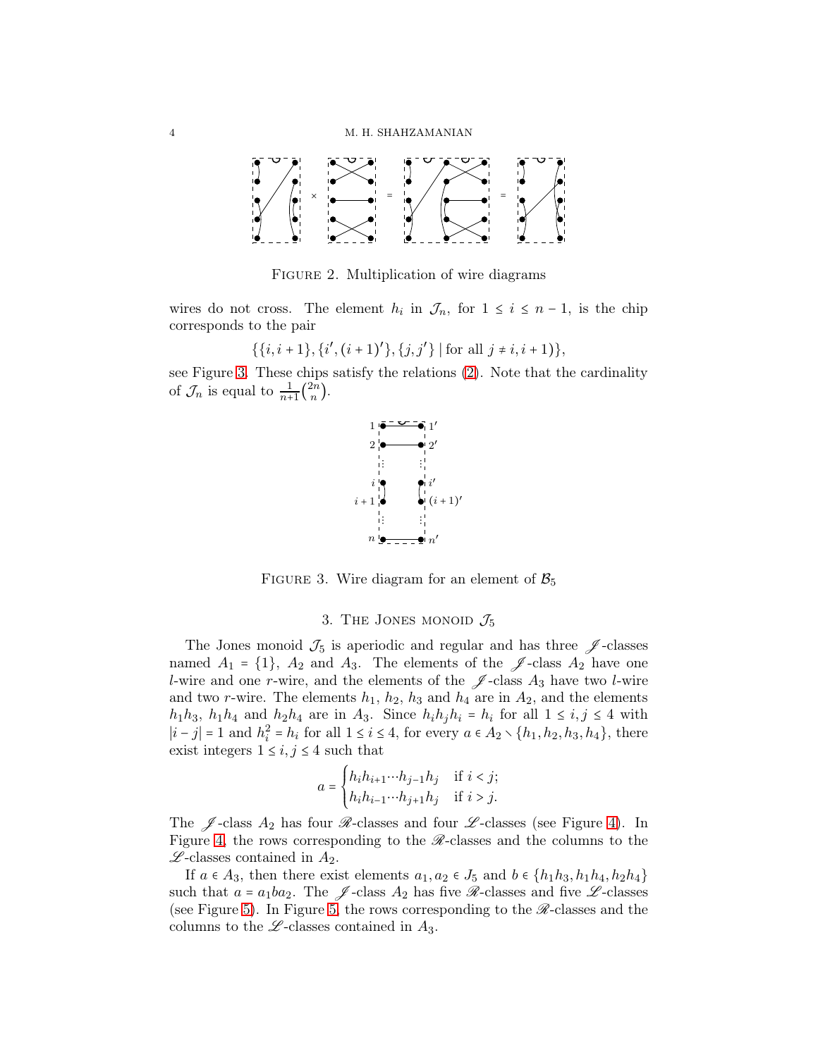FIGURE 2. Multiplication of wire diagrams

wires do not cross. The element $h_i$ in $\mathcal{J}_n$, for $1 \leq i \leq n-1$, is the chip corresponds to the pair

$$\{\{i, i+1\}, \{i', (i+1)'\}, \{j, j'\} \mid \text{for all } j \neq i, i+1)\},$$

see Figure 3. These chips satisfy the relations (2). Note that the cardinality of $\mathcal{J}_n$ is equal to $\frac{1}{n+1}\binom{2n}{n}$.

FIGURE 3. Wire diagram for an element of $\mathcal{B}_5$

## 3. The Jones monoid $\mathcal{J}_5$

The Jones monoid $\mathcal{J}_5$ is aperiodic and regular and has three $\mathscr{J}$-classes named $A_1 = \{1\}$, $A_2$ and $A_3$. The elements of the $\mathscr{J}$-class $A_2$ have one $l$-wire and one $r$-wire, and the elements of the $\mathscr{J}$-class $A_3$ have two $l$-wire and two $r$-wire. The elements $h_1$, $h_2$, $h_3$ and $h_4$ are in $A_2$, and the elements $h_1h_3$, $h_1h_4$ and $h_2h_4$ are in $A_3$. Since $h_ih_jh_i = h_i$ for all $1 \leq i, j \leq 4$ with $|i-j| = 1$ and $h_i^2 = h_i$ for all $1 \leq i \leq 4$, for every $a \in A_2 \smallsetminus \{h_1, h_2, h_3, h_4\}$, there exist integers $1 \leq i, j \leq 4$ such that

$$a = \begin{cases} h_ih_{i+1}\cdots h_{j-1}h_j & \text{if } i < j; \\ h_ih_{i-1}\cdots h_{j+1}h_j & \text{if } i > j. \end{cases}$$

The $\mathscr{J}$-class $A_2$ has four $\mathscr{R}$-classes and four $\mathscr{L}$-classes (see Figure 4). In Figure 4, the rows corresponding to the $\mathscr{R}$-classes and the columns to the $\mathscr{L}$-classes contained in $A_2$.

If $a \in A_3$, then there exist elements $a_1, a_2 \in J_5$ and $b \in \{h_1h_3, h_1h_4, h_2h_4\}$ such that $a = a_1ba_2$. The $\mathscr{J}$-class $A_2$ has five $\mathscr{R}$-classes and five $\mathscr{L}$-classes (see Figure 5). In Figure 5, the rows corresponding to the $\mathscr{R}$-classes and the columns to the $\mathscr{L}$-classes contained in $A_3$.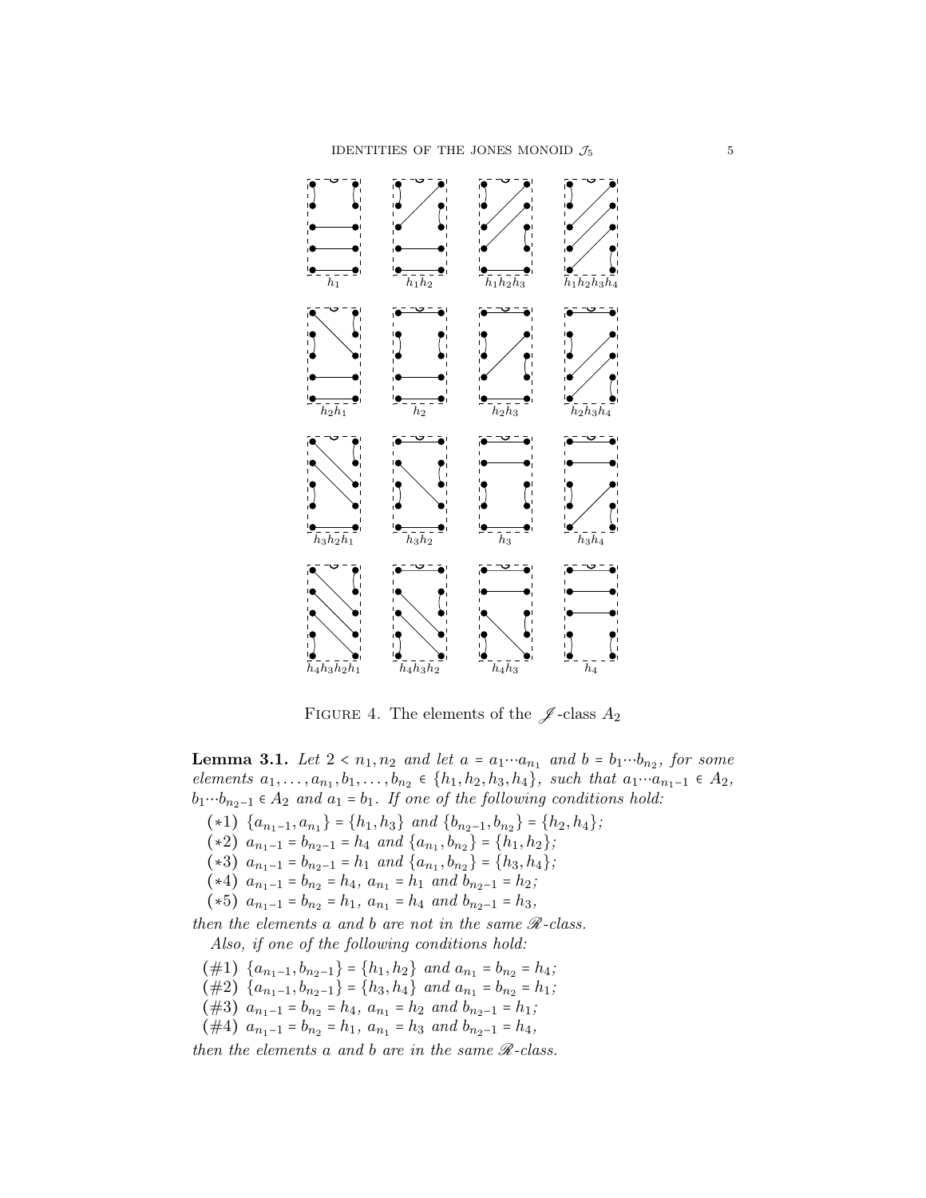$h_1$ $h_1h_2$ $h_1h_2h_3$ $h_1h_2h_3h_4$

$h_2h_1$ $h_2$ $h_2h_3$ $h_2h_3h_4$

$h_3h_2h_1$ $h_3h_2$ $h_3$ $h_3h_4$

$h_4h_3h_2h_1$ $h_4h_3h_2$ $h_4h_3$ $h_4$

FIGURE 4. The elements of the $\mathscr{J}$-class $A_2$

**Lemma 3.1.** *Let $2 < n_1, n_2$ and let $a = a_1 \cdots a_{n_1}$ and $b = b_1 \cdots b_{n_2}$, for some elements $a_1, \ldots, a_{n_1}, b_1, \ldots, b_{n_2} \in \{h_1, h_2, h_3, h_4\}$, such that $a_1 \cdots a_{n_1-1} \in A_2$, $b_1 \cdots b_{n_2-1} \in A_2$ and $a_1 = b_1$. If one of the following conditions hold:*

- ($*1$) $\{a_{n_1-1}, a_{n_1}\} = \{h_1, h_3\}$ *and* $\{b_{n_2-1}, b_{n_2}\} = \{h_2, h_4\}$*;*
- ($*2$) $a_{n_1-1} = b_{n_2-1} = h_4$ *and* $\{a_{n_1}, b_{n_2}\} = \{h_1, h_2\}$*;*
- ($*3$) $a_{n_1-1} = b_{n_2-1} = h_1$ *and* $\{a_{n_1}, b_{n_2}\} = \{h_3, h_4\}$*;*
- ($*4$) $a_{n_1-1} = b_{n_2} = h_4$*,* $a_{n_1} = h_1$ *and* $b_{n_2-1} = h_2$*;*
- ($*5$) $a_{n_1-1} = b_{n_2} = h_1$*,* $a_{n_1} = h_4$ *and* $b_{n_2-1} = h_3$*,*

*then the elements $a$ and $b$ are not in the same $\mathscr{R}$-class.*

*Also, if one of the following conditions hold:*

- (#1) $\{a_{n_1-1}, b_{n_2-1}\} = \{h_1, h_2\}$ *and* $a_{n_1} = b_{n_2} = h_4$*;*
- (#2) $\{a_{n_1-1}, b_{n_2-1}\} = \{h_3, h_4\}$ *and* $a_{n_1} = b_{n_2} = h_1$*;*
- (#3) $a_{n_1-1} = b_{n_2} = h_4$*,* $a_{n_1} = h_2$ *and* $b_{n_2-1} = h_1$*;*
- (#4) $a_{n_1-1} = b_{n_2} = h_1$*,* $a_{n_1} = h_3$ *and* $b_{n_2-1} = h_4$*,*

*then the elements $a$ and $b$ are in the same $\mathscr{R}$-class.*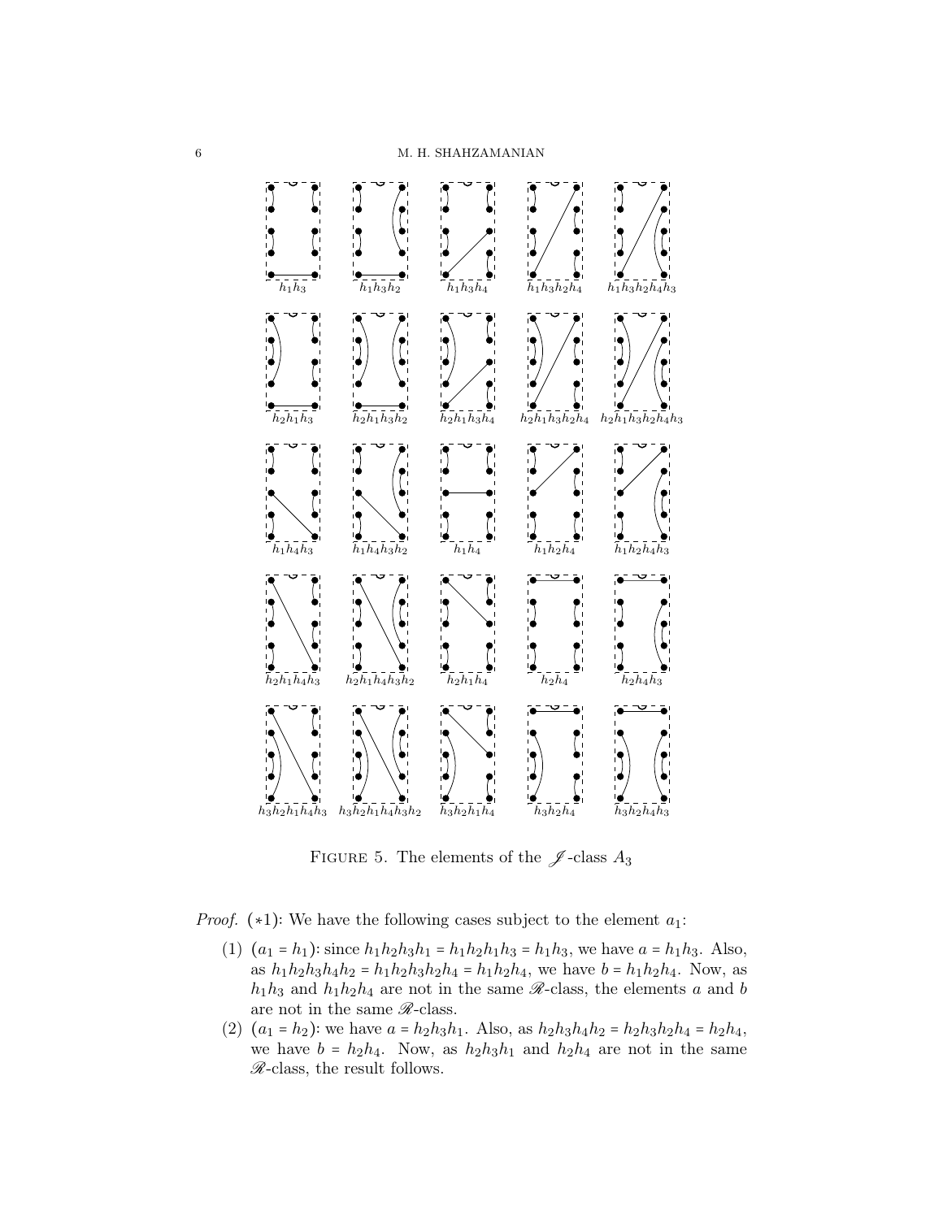$h_1h_3$ $h_1h_3h_2$ $h_1h_3h_4$ $h_1h_3h_2h_4$ $h_1h_3h_2h_4h_3$

$h_2h_1h_3$ $h_2h_1h_3h_2$ $h_2h_1h_3h_4$ $h_2h_1h_3h_2h_4$ $h_2h_1h_3h_2h_4h_3$

$h_1h_4h_3$ $h_1h_4h_3h_2$ $h_1h_4$ $h_1h_2h_4$ $h_1h_2h_4h_3$

$h_2h_1h_4h_3$ $h_2h_1h_4h_3h_2$ $h_2h_1h_4$ $h_2h_4$ $h_2h_4h_3$

$h_3h_2h_1h_4h_3$ $h_3h_2h_1h_4h_3h_2$ $h_3h_2h_1h_4$ $h_3h_2h_4$ $h_3h_2h_4h_3$

FIGURE 5. The elements of the $\mathscr{J}$-class $A_3$

*Proof.* $(*1)$: We have the following cases subject to the element $a_1$:

1. ($a_1 = h_1$): since $h_1h_2h_3h_1 = h_1h_2h_1h_3 = h_1h_3$, we have $a = h_1h_3$. Also, as $h_1h_2h_3h_4h_2 = h_1h_2h_3h_2h_4 = h_1h_2h_4$, we have $b = h_1h_2h_4$. Now, as $h_1h_3$ and $h_1h_2h_4$ are not in the same $\mathscr{R}$-class, the elements $a$ and $b$ are not in the same $\mathscr{R}$-class.
2. ($a_1 = h_2$): we have $a = h_2h_3h_1$. Also, as $h_2h_3h_4h_2 = h_2h_3h_2h_4 = h_2h_4$, we have $b = h_2h_4$. Now, as $h_2h_3h_1$ and $h_2h_4$ are not in the same $\mathscr{R}$-class, the result follows.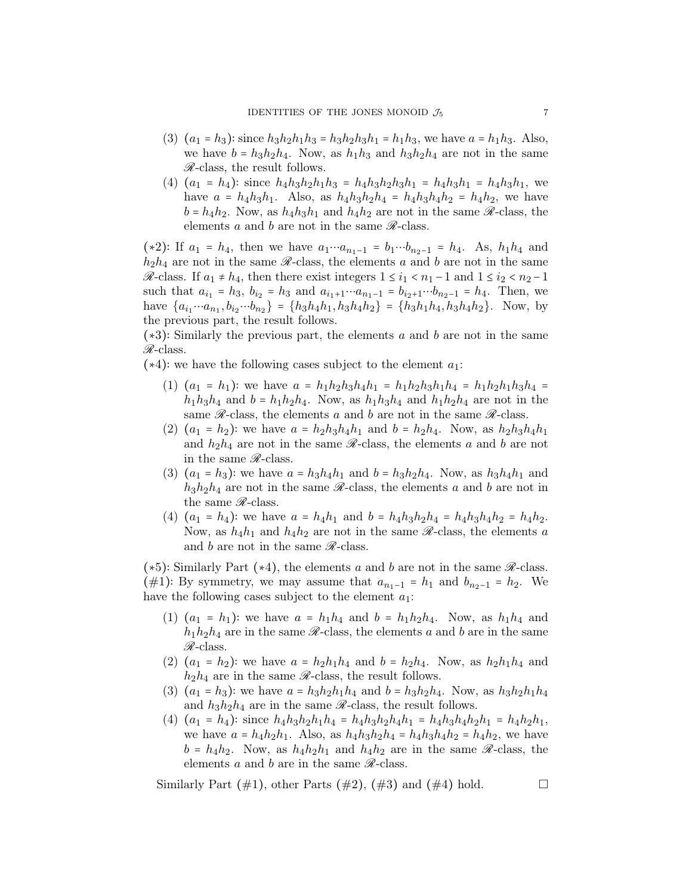(3) ($a_1 = h_3$): since $h_3h_2h_1h_3 = h_3h_2h_3h_1 = h_1h_3$, we have $a = h_1h_3$. Also, we have $b = h_3h_2h_4$. Now, as $h_1h_3$ and $h_3h_2h_4$ are not in the same $\mathscr{R}$-class, the result follows.

(4) ($a_1 = h_4$): since $h_4h_3h_2h_1h_3 = h_4h_3h_2h_3h_1 = h_4h_3h_1 = h_4h_3h_1$, we have $a = h_4h_3h_1$. Also, as $h_4h_3h_2h_4 = h_4h_3h_4h_2 = h_4h_2$, we have $b = h_4h_2$. Now, as $h_4h_3h_1$ and $h_4h_2$ are not in the same $\mathscr{R}$-class, the elements $a$ and $b$ are not in the same $\mathscr{R}$-class.

($*2$): If $a_1 = h_4$, then we have $a_1 \cdots a_{n_1-1} = b_1 \cdots b_{n_2-1} = h_4$. As, $h_1h_4$ and $h_2h_4$ are not in the same $\mathscr{R}$-class, the elements $a$ and $b$ are not in the same $\mathscr{R}$-class. If $a_1 \neq h_4$, then there exist integers $1 \leq i_1 < n_1 - 1$ and $1 \leq i_2 < n_2 - 1$ such that $a_{i_1} = h_3$, $b_{i_2} = h_3$ and $a_{i_1+1} \cdots a_{n_1-1} = b_{i_2+1} \cdots b_{n_2-1} = h_4$. Then, we have $\{a_{i_1} \cdots a_{n_1}, b_{i_2} \cdots b_{n_2}\} = \{h_3h_4h_1, h_3h_4h_2\} = \{h_3h_1h_4, h_3h_4h_2\}$. Now, by the previous part, the result follows.

($*3$): Similarly the previous part, the elements $a$ and $b$ are not in the same $\mathscr{R}$-class.

($*4$): we have the following cases subject to the element $a_1$:

(1) ($a_1 = h_1$): we have $a = h_1h_2h_3h_4h_1 = h_1h_2h_3h_1h_4 = h_1h_2h_1h_3h_4 = h_1h_3h_4$ and $b = h_1h_2h_4$. Now, as $h_1h_3h_4$ and $h_1h_2h_4$ are not in the same $\mathscr{R}$-class, the elements $a$ and $b$ are not in the same $\mathscr{R}$-class.

(2) ($a_1 = h_2$): we have $a = h_2h_3h_4h_1$ and $b = h_2h_4$. Now, as $h_2h_3h_4h_1$ and $h_2h_4$ are not in the same $\mathscr{R}$-class, the elements $a$ and $b$ are not in the same $\mathscr{R}$-class.

(3) ($a_1 = h_3$): we have $a = h_3h_4h_1$ and $b = h_3h_2h_4$. Now, as $h_3h_4h_1$ and $h_3h_2h_4$ are not in the same $\mathscr{R}$-class, the elements $a$ and $b$ are not in the same $\mathscr{R}$-class.

(4) ($a_1 = h_4$): we have $a = h_4h_1$ and $b = h_4h_3h_2h_4 = h_4h_3h_4h_2 = h_4h_2$. Now, as $h_4h_1$ and $h_4h_2$ are not in the same $\mathscr{R}$-class, the elements $a$ and $b$ are not in the same $\mathscr{R}$-class.

($*5$): Similarly Part ($*4$), the elements $a$ and $b$ are not in the same $\mathscr{R}$-class.

(#1): By symmetry, we may assume that $a_{n_1-1} = h_1$ and $b_{n_2-1} = h_2$. We have the following cases subject to the element $a_1$:

(1) ($a_1 = h_1$): we have $a = h_1h_4$ and $b = h_1h_2h_4$. Now, as $h_1h_4$ and $h_1h_2h_4$ are in the same $\mathscr{R}$-class, the elements $a$ and $b$ are in the same $\mathscr{R}$-class.

(2) ($a_1 = h_2$): we have $a = h_2h_1h_4$ and $b = h_2h_4$. Now, as $h_2h_1h_4$ and $h_2h_4$ are in the same $\mathscr{R}$-class, the result follows.

(3) ($a_1 = h_3$): we have $a = h_3h_2h_1h_4$ and $b = h_3h_2h_4$. Now, as $h_3h_2h_1h_4$ and $h_3h_2h_4$ are in the same $\mathscr{R}$-class, the result follows.

(4) ($a_1 = h_4$): since $h_4h_3h_2h_1h_4 = h_4h_3h_2h_4h_1 = h_4h_3h_4h_2h_1 = h_4h_2h_1$, we have $a = h_4h_2h_1$. Also, as $h_4h_3h_2h_4 = h_4h_3h_4h_2 = h_4h_2$, we have $b = h_4h_2$. Now, as $h_4h_2h_1$ and $h_4h_2$ are in the same $\mathscr{R}$-class, the elements $a$ and $b$ are in the same $\mathscr{R}$-class.

Similarly Part (#1), other Parts (#2), (#3) and (#4) hold. □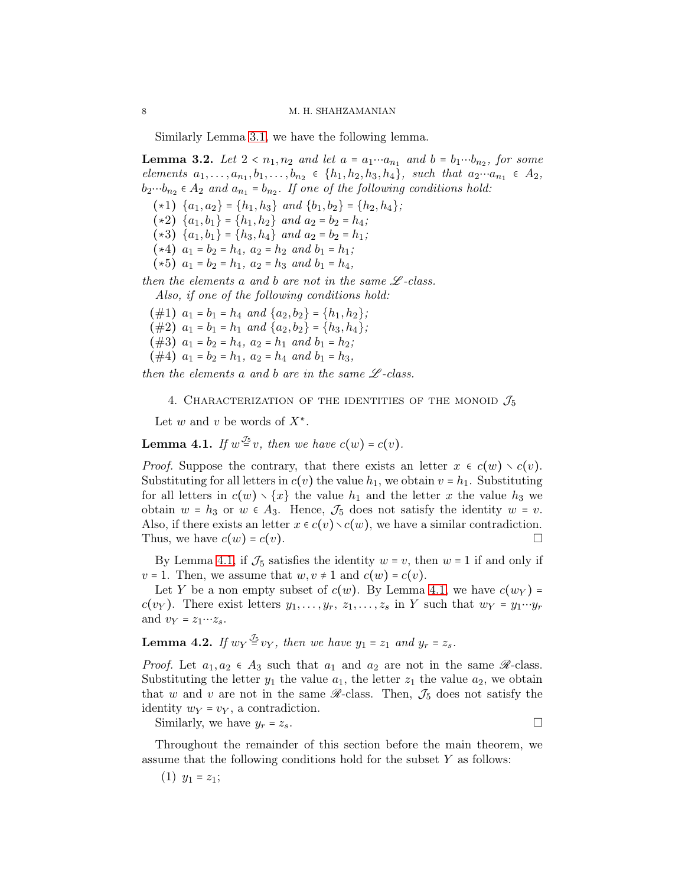Similarly Lemma 3.1, we have the following lemma.

**Lemma 3.2.** *Let $2 < n_1, n_2$ and let $a = a_1 \cdots a_{n_1}$ and $b = b_1 \cdots b_{n_2}$, for some elements $a_1, \ldots, a_{n_1}, b_1, \ldots, b_{n_2} \in \{h_1, h_2, h_3, h_4\}$, such that $a_2 \cdots a_{n_1} \in A_2$, $b_2 \cdots b_{n_2} \in A_2$ and $a_{n_1} = b_{n_2}$. If one of the following conditions hold:*

- ($*1$) *$\{a_1, a_2\} = \{h_1, h_3\}$ and $\{b_1, b_2\} = \{h_2, h_4\}$;*
- ($*2$) *$\{a_1, b_1\} = \{h_1, h_2\}$ and $a_2 = b_2 = h_4$;*
- ($*3$) *$\{a_1, b_1\} = \{h_3, h_4\}$ and $a_2 = b_2 = h_1$;*
- ($*4$) *$a_1 = b_2 = h_4$, $a_2 = h_2$ and $b_1 = h_1$;*
- ($*5$) *$a_1 = b_2 = h_1$, $a_2 = h_3$ and $b_1 = h_4$,*

*then the elements $a$ and $b$ are not in the same $\mathscr{L}$-class.*

*Also, if one of the following conditions hold:*

- (#1) *$a_1 = b_1 = h_4$ and $\{a_2, b_2\} = \{h_1, h_2\}$;*
- (#2) *$a_1 = b_1 = h_1$ and $\{a_2, b_2\} = \{h_3, h_4\}$;*
- (#3) *$a_1 = b_2 = h_4$, $a_2 = h_1$ and $b_1 = h_2$;*
- (#4) *$a_1 = b_2 = h_1$, $a_2 = h_4$ and $b_1 = h_3$,*

*then the elements $a$ and $b$ are in the same $\mathscr{L}$-class.*

## 4. Characterization of the identities of the monoid $\mathcal{J}_5$

Let $w$ and $v$ be words of $X^*$.

**Lemma 4.1.** *If $w \overset{\mathcal{J}_5}{=} v$, then we have $c(w) = c(v)$.*

*Proof.* Suppose the contrary, that there exists an letter $x \in c(w) \smallsetminus c(v)$. Substituting for all letters in $c(v)$ the value $h_1$, we obtain $v = h_1$. Substituting for all letters in $c(w) \smallsetminus \{x\}$ the value $h_1$ and the letter $x$ the value $h_3$ we obtain $w = h_3$ or $w \in A_3$. Hence, $\mathcal{J}_5$ does not satisfy the identity $w = v$. Also, if there exists an letter $x \in c(v) \smallsetminus c(w)$, we have a similar contradiction. Thus, we have $c(w) = c(v)$. □

By Lemma 4.1, if $\mathcal{J}_5$ satisfies the identity $w = v$, then $w = 1$ if and only if $v = 1$. Then, we assume that $w, v \neq 1$ and $c(w) = c(v)$.

Let $Y$ be a non empty subset of $c(w)$. By Lemma 4.1, we have $c(w_Y) = c(v_Y)$. There exist letters $y_1, \ldots, y_r$, $z_1, \ldots, z_s$ in $Y$ such that $w_Y = y_1 \cdots y_r$ and $v_Y = z_1 \cdots z_s$.

**Lemma 4.2.** *If $w_Y \overset{\mathcal{J}_5}{=} v_Y$, then we have $y_1 = z_1$ and $y_r = z_s$.*

*Proof.* Let $a_1, a_2 \in A_3$ such that $a_1$ and $a_2$ are not in the same $\mathscr{R}$-class. Substituting the letter $y_1$ the value $a_1$, the letter $z_1$ the value $a_2$, we obtain that $w$ and $v$ are not in the same $\mathscr{R}$-class. Then, $\mathcal{J}_5$ does not satisfy the identity $w_Y = v_Y$, a contradiction.

Similarly, we have $y_r = z_s$. □

Throughout the remainder of this section before the main theorem, we assume that the following conditions hold for the subset $Y$ as follows:

(1) $y_1 = z_1$;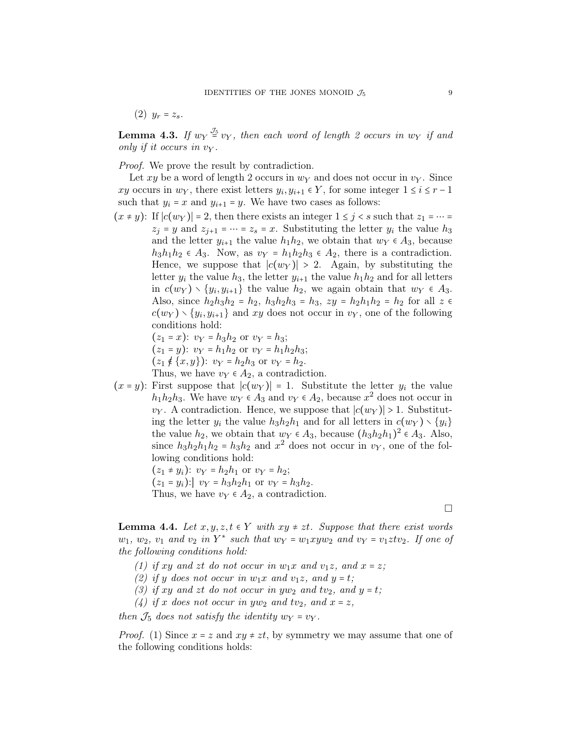(2) $y_r = z_s$.

**Lemma 4.3.** *If $w_Y \stackrel{\mathcal{J}_5}{=} v_Y$, then each word of length 2 occurs in $w_Y$ if and only if it occurs in $v_Y$.*

*Proof.* We prove the result by contradiction.

Let $xy$ be a word of length 2 occurs in $w_Y$ and does not occur in $v_Y$. Since $xy$ occurs in $w_Y$, there exist letters $y_i, y_{i+1} \in Y$, for some integer $1 \leq i \leq r-1$ such that $y_i = x$ and $y_{i+1} = y$. We have two cases as follows:

($x \neq y$): If $|c(w_Y)| = 2$, then there exists an integer $1 \leq j < s$ such that $z_1 = \cdots = z_j = y$ and $z_{j+1} = \cdots = z_s = x$. Substituting the letter $y_i$ the value $h_3$ and the letter $y_{i+1}$ the value $h_1h_2$, we obtain that $w_Y \in A_3$, because $h_3h_1h_2 \in A_3$. Now, as $v_Y = h_1h_2h_3 \in A_2$, there is a contradiction. Hence, we suppose that $|c(w_Y)| > 2$. Again, by substituting the letter $y_i$ the value $h_3$, the letter $y_{i+1}$ the value $h_1h_2$ and for all letters in $c(w_Y) \setminus \{y_i, y_{i+1}\}$ the value $h_2$, we again obtain that $w_Y \in A_3$. Also, since $h_2h_3h_2 = h_2$, $h_3h_2h_3 = h_3$, $zy = h_2h_1h_2 = h_2$ for all $z \in c(w_Y) \setminus \{y_i, y_{i+1}\}$ and $xy$ does not occur in $v_Y$, one of the following conditions hold:
($z_1 = x$): $v_Y = h_3h_2$ or $v_Y = h_3$;
($z_1 = y$): $v_Y = h_1h_2$ or $v_Y = h_1h_2h_3$;
($z_1 \notin \{x, y\}$): $v_Y = h_2h_3$ or $v_Y = h_2$.
Thus, we have $v_Y \in A_2$, a contradiction.

($x = y$): First suppose that $|c(w_Y)| = 1$. Substitute the letter $y_i$ the value $h_1h_2h_3$. We have $w_Y \in A_3$ and $v_Y \in A_2$, because $x^2$ does not occur in $v_Y$. A contradiction. Hence, we suppose that $|c(w_Y)| > 1$. Substituting the letter $y_i$ the value $h_3h_2h_1$ and for all letters in $c(w_Y) \setminus \{y_i\}$ the value $h_2$, we obtain that $w_Y \in A_3$, because $(h_3h_2h_1)^2 \in A_3$. Also, since $h_3h_2h_1h_2 = h_3h_2$ and $x^2$ does not occur in $v_Y$, one of the following conditions hold:
($z_1 \neq y_i$): $v_Y = h_2h_1$ or $v_Y = h_2$;
($z_1 = y_i$):| $v_Y = h_3h_2h_1$ or $v_Y = h_3h_2$.
Thus, we have $v_Y \in A_2$, a contradiction.

□

**Lemma 4.4.** *Let $x, y, z, t \in Y$ with $xy \neq zt$. Suppose that there exist words $w_1$, $w_2$, $v_1$ and $v_2$ in $Y^*$ such that $w_Y = w_1xyw_2$ and $v_Y = v_1ztv_2$. If one of the following conditions hold:*

*(1) if $xy$ and $zt$ do not occur in $w_1x$ and $v_1z$, and $x = z$;*
*(2) if $y$ does not occur in $w_1x$ and $v_1z$, and $y = t$;*
*(3) if $xy$ and $zt$ do not occur in $yw_2$ and $tv_2$, and $y = t$;*
*(4) if $x$ does not occur in $yw_2$ and $tv_2$, and $x = z$,*

*then $\mathcal{J}_5$ does not satisfy the identity $w_Y = v_Y$.*

*Proof.* (1) Since $x = z$ and $xy \neq zt$, by symmetry we may assume that one of the following conditions holds: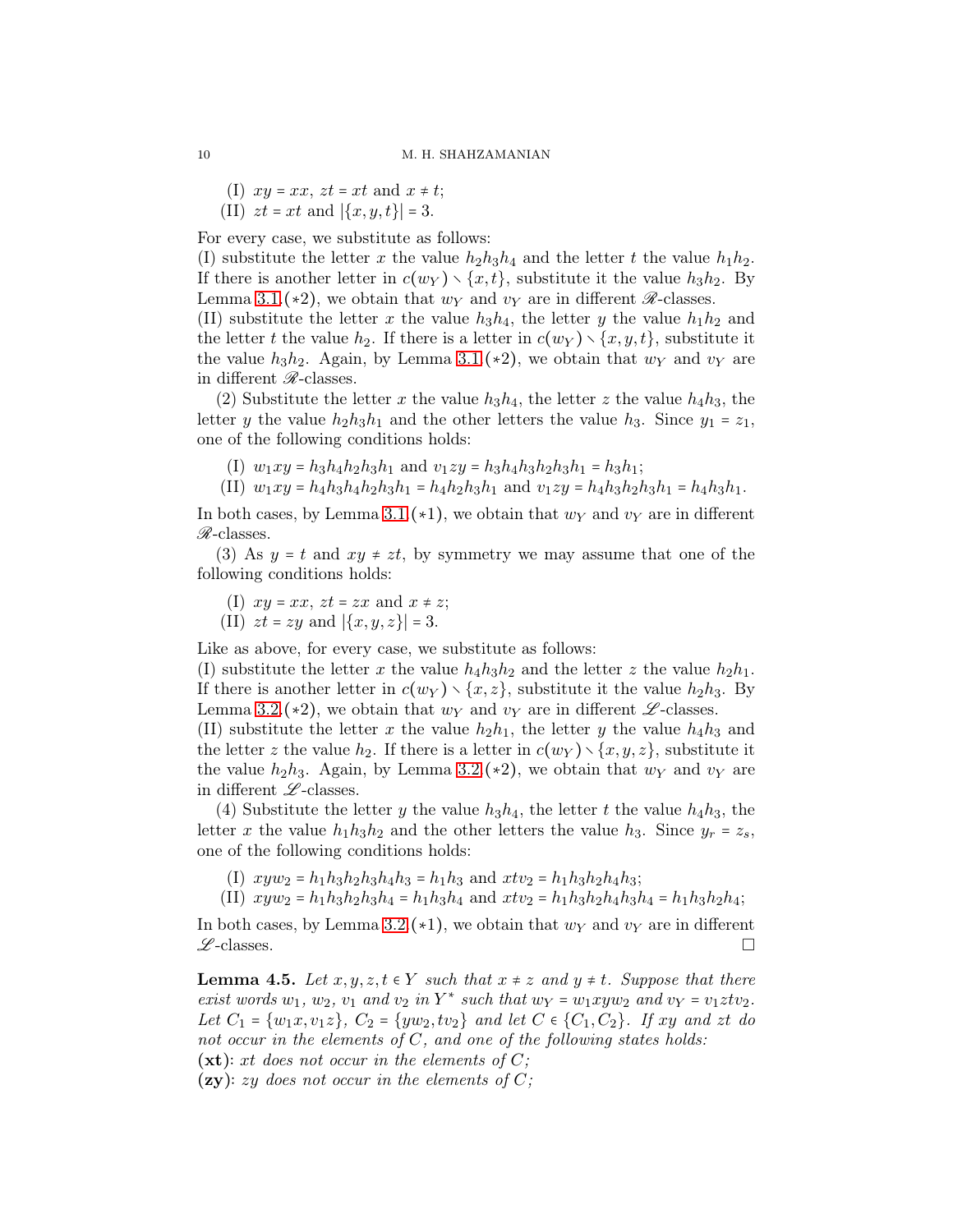(I) $xy = xx$, $zt = xt$ and $x \neq t$;

(II) $zt = xt$ and $|\{x, y, t\}| = 3$.

For every case, we substitute as follows:
(I) substitute the letter $x$ the value $h_2h_3h_4$ and the letter $t$ the value $h_1h_2$. If there is another letter in $c(w_Y) \smallsetminus \{x, t\}$, substitute it the value $h_3h_2$. By Lemma 3.1.($*2$), we obtain that $w_Y$ and $v_Y$ are in different $\mathscr{R}$-classes.
(II) substitute the letter $x$ the value $h_3h_4$, the letter $y$ the value $h_1h_2$ and the letter $t$ the value $h_2$. If there is a letter in $c(w_Y) \smallsetminus \{x, y, t\}$, substitute it the value $h_3h_2$. Again, by Lemma 3.1.($*2$), we obtain that $w_Y$ and $v_Y$ are in different $\mathscr{R}$-classes.

(2) Substitute the letter $x$ the value $h_3h_4$, the letter $z$ the value $h_4h_3$, the letter $y$ the value $h_2h_3h_1$ and the other letters the value $h_3$. Since $y_1 = z_1$, one of the following conditions holds:

(I) $w_1xy = h_3h_4h_2h_3h_1$ and $v_1zy = h_3h_4h_3h_2h_3h_1 = h_3h_1$;

(II) $w_1xy = h_4h_3h_4h_2h_3h_1 = h_4h_2h_3h_1$ and $v_1zy = h_4h_3h_2h_3h_1 = h_4h_3h_1$.

In both cases, by Lemma 3.1.($*1$), we obtain that $w_Y$ and $v_Y$ are in different $\mathscr{R}$-classes.

(3) As $y = t$ and $xy \neq zt$, by symmetry we may assume that one of the following conditions holds:

(I) $xy = xx$, $zt = zx$ and $x \neq z$;

(II) $zt = zy$ and $|\{x, y, z\}| = 3$.

Like as above, for every case, we substitute as follows:
(I) substitute the letter $x$ the value $h_4h_3h_2$ and the letter $z$ the value $h_2h_1$. If there is another letter in $c(w_Y) \smallsetminus \{x, z\}$, substitute it the value $h_2h_3$. By Lemma 3.2.($*2$), we obtain that $w_Y$ and $v_Y$ are in different $\mathscr{L}$-classes.
(II) substitute the letter $x$ the value $h_2h_1$, the letter $y$ the value $h_4h_3$ and the letter $z$ the value $h_2$. If there is a letter in $c(w_Y) \smallsetminus \{x, y, z\}$, substitute it the value $h_2h_3$. Again, by Lemma 3.2.($*2$), we obtain that $w_Y$ and $v_Y$ are in different $\mathscr{L}$-classes.

(4) Substitute the letter $y$ the value $h_3h_4$, the letter $t$ the value $h_4h_3$, the letter $x$ the value $h_1h_3h_2$ and the other letters the value $h_3$. Since $y_r = z_s$, one of the following conditions holds:

(I) $xyw_2 = h_1h_3h_2h_3h_4h_3 = h_1h_3$ and $xtv_2 = h_1h_3h_2h_4h_3$;

(II) $xyw_2 = h_1h_3h_2h_3h_4 = h_1h_3h_4$ and $xtv_2 = h_1h_3h_2h_4h_3h_4 = h_1h_3h_2h_4$;

In both cases, by Lemma 3.2.($*1$), we obtain that $w_Y$ and $v_Y$ are in different $\mathscr{L}$-classes. $\square$

**Lemma 4.5.** *Let $x, y, z, t \in Y$ such that $x \neq z$ and $y \neq t$. Suppose that there exist words $w_1$, $w_2$, $v_1$ and $v_2$ in $Y^*$ such that $w_Y = w_1xyw_2$ and $v_Y = v_1ztv_2$. Let $C_1 = \{w_1x, v_1z\}$, $C_2 = \{yw_2, tv_2\}$ and let $C \in \{C_1, C_2\}$. If $xy$ and $zt$ do not occur in the elements of $C$, and one of the following states holds:*
**(xt)**: *$xt$ does not occur in the elements of $C$;*
**(zy)**: *$zy$ does not occur in the elements of $C$;*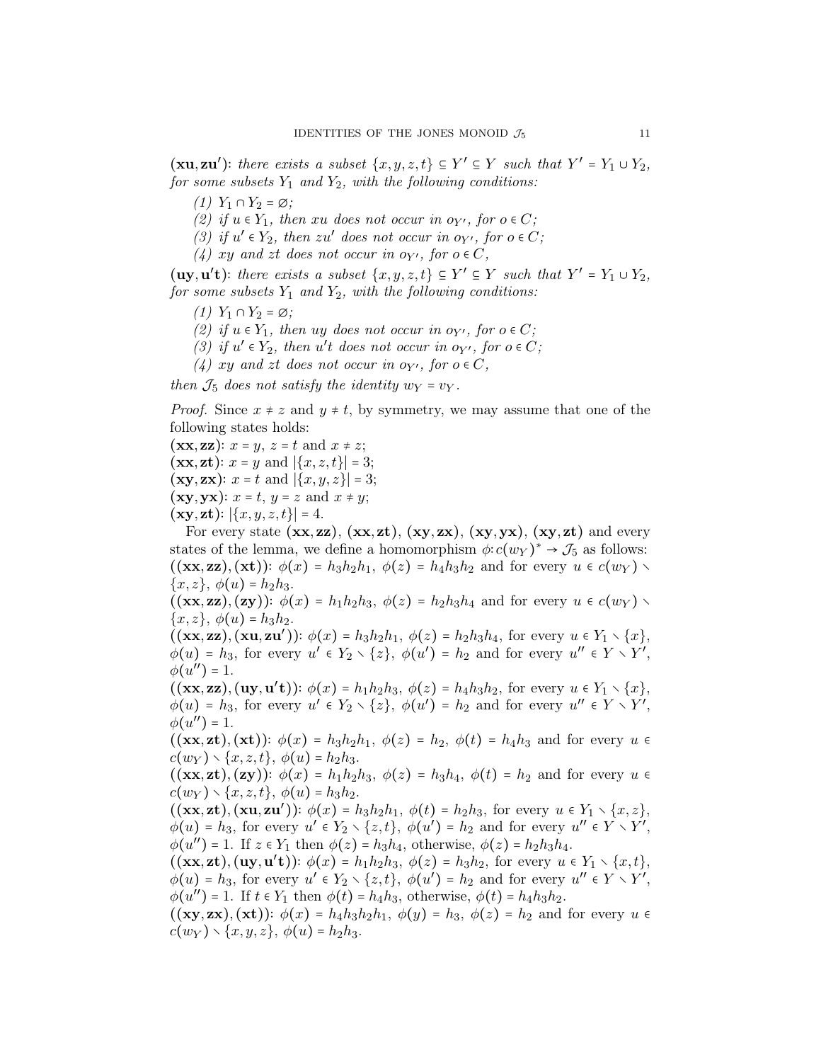**$(\mathbf{xu}, \mathbf{zu'})$**: *there exists a subset $\{x, y, z, t\} \subseteq Y' \subseteq Y$ such that $Y' = Y_1 \cup Y_2$, for some subsets $Y_1$ and $Y_2$, with the following conditions:*

*(1) $Y_1 \cap Y_2 = \varnothing$;*

*(2) if $u \in Y_1$, then $xu$ does not occur in $o_{Y'}$, for $o \in C$;*

*(3) if $u' \in Y_2$, then $zu'$ does not occur in $o_{Y'}$, for $o \in C$;*

*(4) $xy$ and $zt$ does not occur in $o_{Y'}$, for $o \in C$,*

**$(\mathbf{uy}, \mathbf{u't})$**: *there exists a subset $\{x, y, z, t\} \subseteq Y' \subseteq Y$ such that $Y' = Y_1 \cup Y_2$, for some subsets $Y_1$ and $Y_2$, with the following conditions:*

*(1) $Y_1 \cap Y_2 = \varnothing$;*

*(2) if $u \in Y_1$, then $uy$ does not occur in $o_{Y'}$, for $o \in C$;*

*(3) if $u' \in Y_2$, then $u't$ does not occur in $o_{Y'}$, for $o \in C$;*

*(4) $xy$ and $zt$ does not occur in $o_{Y'}$, for $o \in C$,*

*then $\mathcal{J}_5$ does not satisfy the identity $w_Y = v_Y$.*

*Proof.* Since $x \neq z$ and $y \neq t$, by symmetry, we may assume that one of the following states holds:

$(\mathbf{xx}, \mathbf{zz})$: $x = y$, $z = t$ and $x \neq z$;

$(\mathbf{xx}, \mathbf{zt})$: $x = y$ and $|\{x, z, t\}| = 3$;

$(\mathbf{xy}, \mathbf{zx})$: $x = t$ and $|\{x, y, z\}| = 3$;

$(\mathbf{xy}, \mathbf{yx})$: $x = t$, $y = z$ and $x \neq y$;

$(\mathbf{xy}, \mathbf{zt})$: $|\{x, y, z, t\}| = 4$.

For every state $(\mathbf{xx}, \mathbf{zz})$, $(\mathbf{xx}, \mathbf{zt})$, $(\mathbf{xy}, \mathbf{zx})$, $(\mathbf{xy}, \mathbf{yx})$, $(\mathbf{xy}, \mathbf{zt})$ and every states of the lemma, we define a homomorphism $\phi\colon c(w_Y)^* \to \mathcal{J}_5$ as follows:

$((\mathbf{xx}, \mathbf{zz}), (\mathbf{xt}))$: $\phi(x) = h_3h_2h_1$, $\phi(z) = h_4h_3h_2$ and for every $u \in c(w_Y) \setminus \{x, z\}$, $\phi(u) = h_2h_3$.

$((\mathbf{xx}, \mathbf{zz}), (\mathbf{zy}))$: $\phi(x) = h_1h_2h_3$, $\phi(z) = h_2h_3h_4$ and for every $u \in c(w_Y) \setminus \{x, z\}$, $\phi(u) = h_3h_2$.

$((\mathbf{xx}, \mathbf{zz}), (\mathbf{xu}, \mathbf{zu'}))$: $\phi(x) = h_3h_2h_1$, $\phi(z) = h_2h_3h_4$, for every $u \in Y_1 \setminus \{x\}$, $\phi(u) = h_3$, for every $u' \in Y_2 \setminus \{z\}$, $\phi(u') = h_2$ and for every $u'' \in Y \setminus Y'$, $\phi(u'') = 1$.

$((\mathbf{xx}, \mathbf{zz}), (\mathbf{uy}, \mathbf{u't}))$: $\phi(x) = h_1h_2h_3$, $\phi(z) = h_4h_3h_2$, for every $u \in Y_1 \setminus \{x\}$, $\phi(u) = h_3$, for every $u' \in Y_2 \setminus \{z\}$, $\phi(u') = h_2$ and for every $u'' \in Y \setminus Y'$, $\phi(u'') = 1$.

$((\mathbf{xx}, \mathbf{zt}), (\mathbf{xt}))$: $\phi(x) = h_3h_2h_1$, $\phi(z) = h_2$, $\phi(t) = h_4h_3$ and for every $u \in c(w_Y) \setminus \{x, z, t\}$, $\phi(u) = h_2h_3$.

$((\mathbf{xx}, \mathbf{zt}), (\mathbf{zy}))$: $\phi(x) = h_1h_2h_3$, $\phi(z) = h_3h_4$, $\phi(t) = h_2$ and for every $u \in c(w_Y) \setminus \{x, z, t\}$, $\phi(u) = h_3h_2$.

$((\mathbf{xx}, \mathbf{zt}), (\mathbf{xu}, \mathbf{zu'}))$: $\phi(x) = h_3h_2h_1$, $\phi(t) = h_2h_3$, for every $u \in Y_1 \setminus \{x, z\}$, $\phi(u) = h_3$, for every $u' \in Y_2 \setminus \{z, t\}$, $\phi(u') = h_2$ and for every $u'' \in Y \setminus Y'$, $\phi(u'') = 1$. If $z \in Y_1$ then $\phi(z) = h_3h_4$, otherwise, $\phi(z) = h_2h_3h_4$.

$((\mathbf{xx}, \mathbf{zt}), (\mathbf{uy}, \mathbf{u't}))$: $\phi(x) = h_1h_2h_3$, $\phi(z) = h_3h_2$, for every $u \in Y_1 \setminus \{x, t\}$, $\phi(u) = h_3$, for every $u' \in Y_2 \setminus \{z, t\}$, $\phi(u') = h_2$ and for every $u'' \in Y \setminus Y'$, $\phi(u'') = 1$. If $t \in Y_1$ then $\phi(t) = h_4h_3$, otherwise, $\phi(t) = h_4h_3h_2$.

$((\mathbf{xy}, \mathbf{zx}), (\mathbf{xt}))$: $\phi(x) = h_4h_3h_2h_1$, $\phi(y) = h_3$, $\phi(z) = h_2$ and for every $u \in c(w_Y) \setminus \{x, y, z\}$, $\phi(u) = h_2h_3$.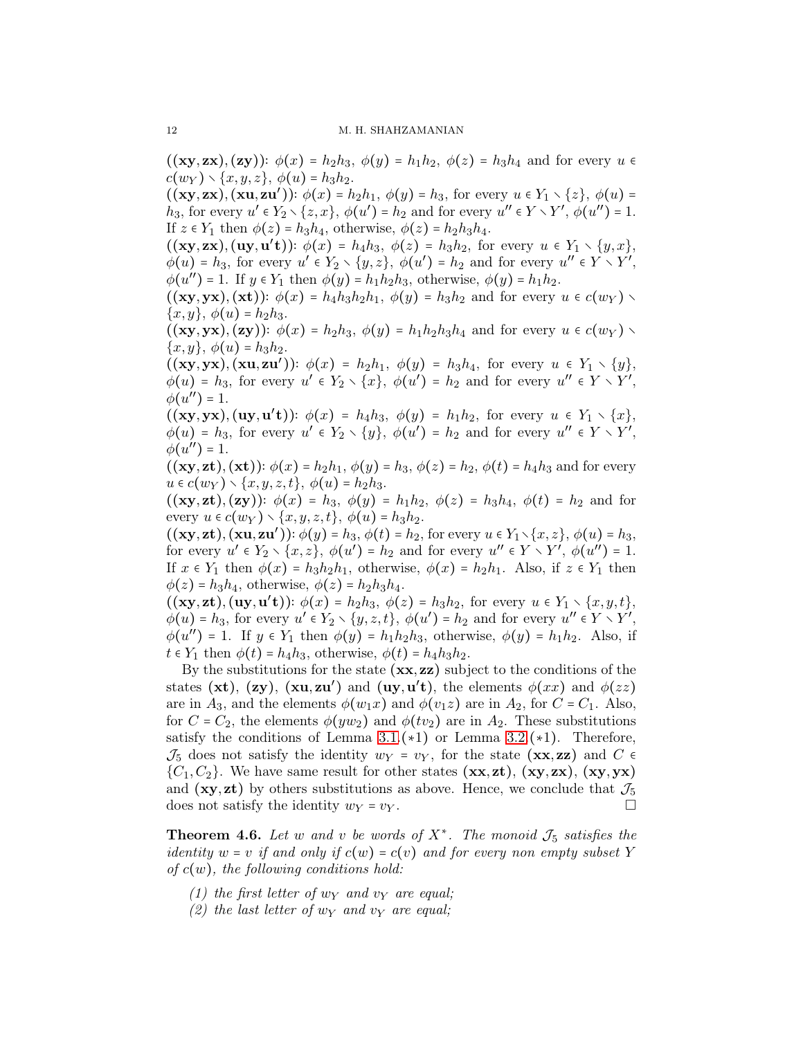$((\mathbf{xy},\mathbf{zx}),(\mathbf{zy}))$: $\phi(x)=h_2h_3$, $\phi(y)=h_1h_2$, $\phi(z)=h_3h_4$ and for every $u\in c(w_Y)\smallsetminus\{x,y,z\}$, $\phi(u)=h_3h_2$.

$((\mathbf{xy},\mathbf{zx}),(\mathbf{xu},\mathbf{zu'}))$: $\phi(x)=h_2h_1$, $\phi(y)=h_3$, for every $u\in Y_1\smallsetminus\{z\}$, $\phi(u)=h_3$, for every $u'\in Y_2\smallsetminus\{z,x\}$, $\phi(u')=h_2$ and for every $u''\in Y\smallsetminus Y'$, $\phi(u'')=1$. If $z\in Y_1$ then $\phi(z)=h_3h_4$, otherwise, $\phi(z)=h_2h_3h_4$.

$((\mathbf{xy},\mathbf{zx}),(\mathbf{uy},\mathbf{u't}))$: $\phi(x)=h_4h_3$, $\phi(z)=h_3h_2$, for every $u\in Y_1\smallsetminus\{y,x\}$, $\phi(u)=h_3$, for every $u'\in Y_2\smallsetminus\{y,z\}$, $\phi(u')=h_2$ and for every $u''\in Y\smallsetminus Y'$, $\phi(u'')=1$. If $y\in Y_1$ then $\phi(y)=h_1h_2h_3$, otherwise, $\phi(y)=h_1h_2$.

$((\mathbf{xy},\mathbf{yx}),(\mathbf{xt}))$: $\phi(x)=h_4h_3h_2h_1$, $\phi(y)=h_3h_2$ and for every $u\in c(w_Y)\smallsetminus\{x,y\}$, $\phi(u)=h_2h_3$.

$((\mathbf{xy},\mathbf{yx}),(\mathbf{zy}))$: $\phi(x)=h_2h_3$, $\phi(y)=h_1h_2h_3h_4$ and for every $u\in c(w_Y)\smallsetminus\{x,y\}$, $\phi(u)=h_3h_2$.

$((\mathbf{xy},\mathbf{yx}),(\mathbf{xu},\mathbf{zu'}))$: $\phi(x)=h_2h_1$, $\phi(y)=h_3h_4$, for every $u\in Y_1\smallsetminus\{y\}$, $\phi(u)=h_3$, for every $u'\in Y_2\smallsetminus\{x\}$, $\phi(u')=h_2$ and for every $u''\in Y\smallsetminus Y'$, $\phi(u'')=1$.

$((\mathbf{xy},\mathbf{yx}),(\mathbf{uy},\mathbf{u't}))$: $\phi(x)=h_4h_3$, $\phi(y)=h_1h_2$, for every $u\in Y_1\smallsetminus\{x\}$, $\phi(u)=h_3$, for every $u'\in Y_2\smallsetminus\{y\}$, $\phi(u')=h_2$ and for every $u''\in Y\smallsetminus Y'$, $\phi(u'')=1$.

$((\mathbf{xy},\mathbf{zt}),(\mathbf{xt}))$: $\phi(x)=h_2h_1$, $\phi(y)=h_3$, $\phi(z)=h_2$, $\phi(t)=h_4h_3$ and for every $u\in c(w_Y)\smallsetminus\{x,y,z,t\}$, $\phi(u)=h_2h_3$.

$((\mathbf{xy},\mathbf{zt}),(\mathbf{zy}))$: $\phi(x)=h_3$, $\phi(y)=h_1h_2$, $\phi(z)=h_3h_4$, $\phi(t)=h_2$ and for every $u\in c(w_Y)\smallsetminus\{x,y,z,t\}$, $\phi(u)=h_3h_2$.

$((\mathbf{xy},\mathbf{zt}),(\mathbf{xu},\mathbf{zu'}))$: $\phi(y)=h_3$, $\phi(t)=h_2$, for every $u\in Y_1\smallsetminus\{x,z\}$, $\phi(u)=h_3$, for every $u'\in Y_2\smallsetminus\{x,z\}$, $\phi(u')=h_2$ and for every $u''\in Y\smallsetminus Y'$, $\phi(u'')=1$. If $x\in Y_1$ then $\phi(x)=h_3h_2h_1$, otherwise, $\phi(x)=h_2h_1$. Also, if $z\in Y_1$ then $\phi(z)=h_3h_4$, otherwise, $\phi(z)=h_2h_3h_4$.

$((\mathbf{xy},\mathbf{zt}),(\mathbf{uy},\mathbf{u't}))$: $\phi(x)=h_2h_3$, $\phi(z)=h_3h_2$, for every $u\in Y_1\smallsetminus\{x,y,t\}$, $\phi(u)=h_3$, for every $u'\in Y_2\smallsetminus\{y,z,t\}$, $\phi(u')=h_2$ and for every $u''\in Y\smallsetminus Y'$, $\phi(u'')=1$. If $y\in Y_1$ then $\phi(y)=h_1h_2h_3$, otherwise, $\phi(y)=h_1h_2$. Also, if $t\in Y_1$ then $\phi(t)=h_4h_3$, otherwise, $\phi(t)=h_4h_3h_2$.

By the substitutions for the state $(\mathbf{xx},\mathbf{zz})$ subject to the conditions of the states $(\mathbf{xt})$, $(\mathbf{zy})$, $(\mathbf{xu},\mathbf{zu'})$ and $(\mathbf{uy},\mathbf{u't})$, the elements $\phi(xx)$ and $\phi(zz)$ are in $A_3$, and the elements $\phi(w_1x)$ and $\phi(v_1z)$ are in $A_2$, for $C=C_1$. Also, for $C=C_2$, the elements $\phi(yw_2)$ and $\phi(tv_2)$ are in $A_2$. These substitutions satisfy the conditions of Lemma 3.1.(∗1) or Lemma 3.2.(∗1). Therefore, $\mathcal{J}_5$ does not satisfy the identity $w_Y=v_Y$, for the state $(\mathbf{xx},\mathbf{zz})$ and $C\in\{C_1,C_2\}$. We have same result for other states $(\mathbf{xx},\mathbf{zt})$, $(\mathbf{xy},\mathbf{zx})$, $(\mathbf{xy},\mathbf{yx})$ and $(\mathbf{xy},\mathbf{zt})$ by others substitutions as above. Hence, we conclude that $\mathcal{J}_5$ does not satisfy the identity $w_Y=v_Y$. □

**Theorem 4.6.** *Let $w$ and $v$ be words of $X^*$. The monoid $\mathcal{J}_5$ satisfies the identity $w=v$ if and only if $c(w)=c(v)$ and for every non empty subset $Y$ of $c(w)$, the following conditions hold:*

*(1) the first letter of $w_Y$ and $v_Y$ are equal;*
*(2) the last letter of $w_Y$ and $v_Y$ are equal;*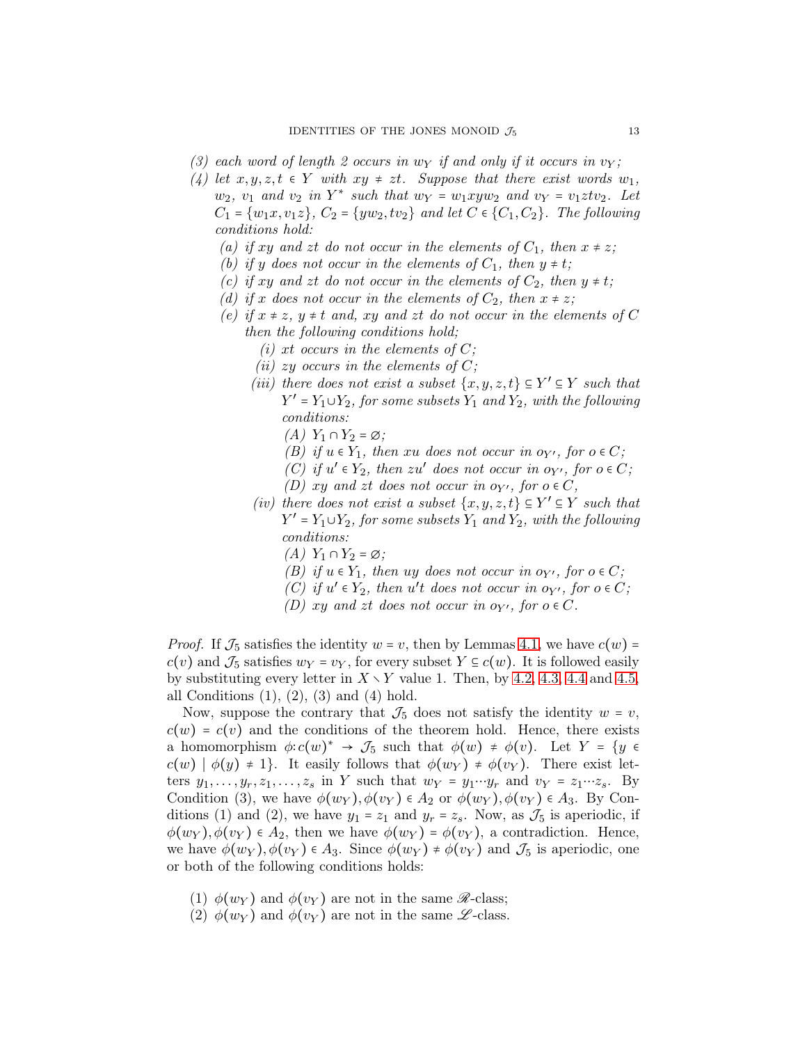(3) *each word of length 2 occurs in* $w_Y$ *if and only if it occurs in* $v_Y$*;*

(4) *let* $x, y, z, t \in Y$ *with* $xy \neq zt$*. Suppose that there exist words* $w_1$*,* $w_2$*,* $v_1$ *and* $v_2$ *in* $Y^*$ *such that* $w_Y = w_1 xy w_2$ *and* $v_Y = v_1 zt v_2$*. Let* $C_1 = \{w_1 x, v_1 z\}$*,* $C_2 = \{y w_2, t v_2\}$ *and let* $C \in \{C_1, C_2\}$*. The following conditions hold:*

  (a) *if* $xy$ *and* $zt$ *do not occur in the elements of* $C_1$*, then* $x \neq z$*;*
  
  (b) *if* $y$ *does not occur in the elements of* $C_1$*, then* $y \neq t$*;*
  
  (c) *if* $xy$ *and* $zt$ *do not occur in the elements of* $C_2$*, then* $y \neq t$*;*
  
  (d) *if* $x$ *does not occur in the elements of* $C_2$*, then* $x \neq z$*;*
  
  (e) *if* $x \neq z$*,* $y \neq t$ *and,* $xy$ *and* $zt$ *do not occur in the elements of* $C$ *then the following conditions hold;*
  
    (i) $xt$ *occurs in the elements of* $C$*;*
    
    (ii) $zy$ *occurs in the elements of* $C$*;*
    
    (iii) *there does not exist a subset* $\{x, y, z, t\} \subseteq Y' \subseteq Y$ *such that* $Y' = Y_1 \cup Y_2$*, for some subsets* $Y_1$ *and* $Y_2$*, with the following conditions:*
    
      (A) $Y_1 \cap Y_2 = \varnothing$*;*
      
      (B) *if* $u \in Y_1$*, then* $xu$ *does not occur in* $o_{Y'}$*, for* $o \in C$*;*
      
      (C) *if* $u' \in Y_2$*, then* $zu'$ *does not occur in* $o_{Y'}$*, for* $o \in C$*;*
      
      (D) $xy$ *and* $zt$ *does not occur in* $o_{Y'}$*, for* $o \in C$*,*
      
    (iv) *there does not exist a subset* $\{x, y, z, t\} \subseteq Y' \subseteq Y$ *such that* $Y' = Y_1 \cup Y_2$*, for some subsets* $Y_1$ *and* $Y_2$*, with the following conditions:*
    
      (A) $Y_1 \cap Y_2 = \varnothing$*;*
      
      (B) *if* $u \in Y_1$*, then* $uy$ *does not occur in* $o_{Y'}$*, for* $o \in C$*;*
      
      (C) *if* $u' \in Y_2$*, then* $u't$ *does not occur in* $o_{Y'}$*, for* $o \in C$*;*
      
      (D) $xy$ *and* $zt$ *does not occur in* $o_{Y'}$*, for* $o \in C$*.*

*Proof.* If $\mathcal{J}_5$ satisfies the identity $w = v$, then by Lemmas 4.1, we have $c(w) = c(v)$ and $\mathcal{J}_5$ satisfies $w_Y = v_Y$, for every subset $Y \subseteq c(w)$. It is followed easily by substituting every letter in $X \setminus Y$ value 1. Then, by 4.2, 4.3, 4.4 and 4.5, all Conditions (1), (2), (3) and (4) hold.

Now, suppose the contrary that $\mathcal{J}_5$ does not satisfy the identity $w = v$, $c(w) = c(v)$ and the conditions of the theorem hold. Hence, there exists a homomorphism $\phi : c(w)^* \to \mathcal{J}_5$ such that $\phi(w) \neq \phi(v)$. Let $Y = \{y \in c(w) \mid \phi(y) \neq 1\}$. It easily follows that $\phi(w_Y) \neq \phi(v_Y)$. There exist letters $y_1, \ldots, y_r, z_1, \ldots, z_s$ in $Y$ such that $w_Y = y_1 \cdots y_r$ and $v_Y = z_1 \cdots z_s$. By Condition (3), we have $\phi(w_Y), \phi(v_Y) \in A_2$ or $\phi(w_Y), \phi(v_Y) \in A_3$. By Conditions (1) and (2), we have $y_1 = z_1$ and $y_r = z_s$. Now, as $\mathcal{J}_5$ is aperiodic, if $\phi(w_Y), \phi(v_Y) \in A_2$, then we have $\phi(w_Y) = \phi(v_Y)$, a contradiction. Hence, we have $\phi(w_Y), \phi(v_Y) \in A_3$. Since $\phi(w_Y) \neq \phi(v_Y)$ and $\mathcal{J}_5$ is aperiodic, one or both of the following conditions holds:

(1) $\phi(w_Y)$ and $\phi(v_Y)$ are not in the same $\mathscr{R}$-class;

(2) $\phi(w_Y)$ and $\phi(v_Y)$ are not in the same $\mathscr{L}$-class.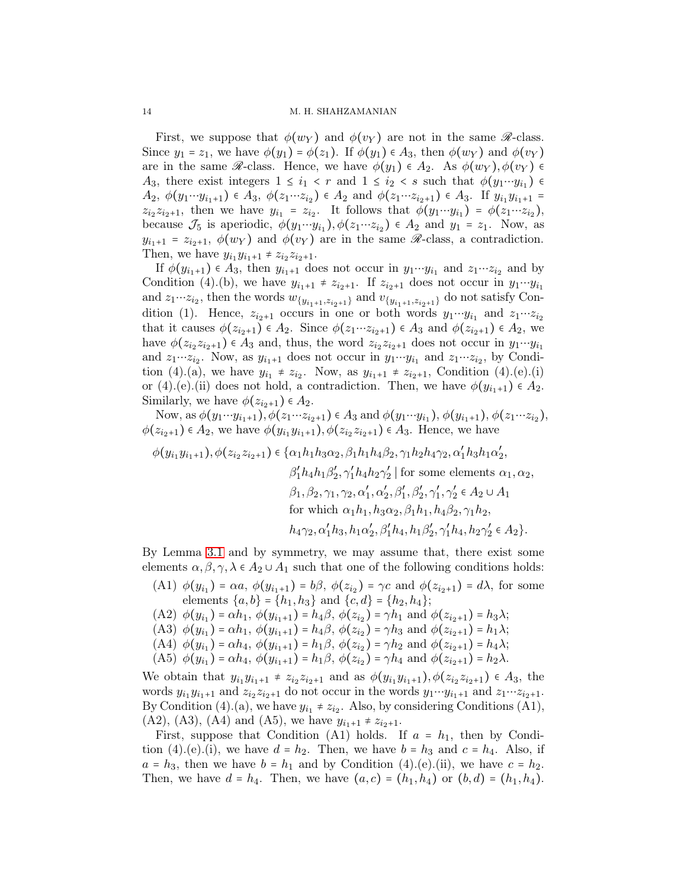First, we suppose that $\phi(w_Y)$ and $\phi(v_Y)$ are not in the same $\mathscr{R}$-class. Since $y_1 = z_1$, we have $\phi(y_1) = \phi(z_1)$. If $\phi(y_1) \in A_3$, then $\phi(w_Y)$ and $\phi(v_Y)$ are in the same $\mathscr{R}$-class. Hence, we have $\phi(y_1) \in A_2$. As $\phi(w_Y), \phi(v_Y) \in A_3$, there exist integers $1 \le i_1 < r$ and $1 \le i_2 < s$ such that $\phi(y_1 \cdots y_{i_1}) \in A_2$, $\phi(y_1 \cdots y_{i_1+1}) \in A_3$, $\phi(z_1 \cdots z_{i_2}) \in A_2$ and $\phi(z_1 \cdots z_{i_2+1}) \in A_3$. If $y_{i_1} y_{i_1+1} = z_{i_2} z_{i_2+1}$, then we have $y_{i_1} = z_{i_2}$. It follows that $\phi(y_1 \cdots y_{i_1}) = \phi(z_1 \cdots z_{i_2})$, because $\mathcal{J}_5$ is aperiodic, $\phi(y_1 \cdots y_{i_1}), \phi(z_1 \cdots z_{i_2}) \in A_2$ and $y_1 = z_1$. Now, as $y_{i_1+1} = z_{i_2+1}$, $\phi(w_Y)$ and $\phi(v_Y)$ are in the same $\mathscr{R}$-class, a contradiction. Then, we have $y_{i_1} y_{i_1+1} \neq z_{i_2} z_{i_2+1}$.

If $\phi(y_{i_1+1}) \in A_3$, then $y_{i_1+1}$ does not occur in $y_1 \cdots y_{i_1}$ and $z_1 \cdots z_{i_2}$ and by Condition (4).(b), we have $y_{i_1+1} \neq z_{i_2+1}$. If $z_{i_2+1}$ does not occur in $y_1 \cdots y_{i_1}$ and $z_1 \cdots z_{i_2}$, then the words $w_{\{y_{i_1+1}, z_{i_2+1}\}}$ and $v_{\{y_{i_1+1}, z_{i_2+1}\}}$ do not satisfy Condition (1). Hence, $z_{i_2+1}$ occurs in one or both words $y_1 \cdots y_{i_1}$ and $z_1 \cdots z_{i_2}$ that it causes $\phi(z_{i_2+1}) \in A_2$. Since $\phi(z_1 \cdots z_{i_2+1}) \in A_3$ and $\phi(z_{i_2+1}) \in A_2$, we have $\phi(z_{i_2} z_{i_2+1}) \in A_3$ and, thus, the word $z_{i_2} z_{i_2+1}$ does not occur in $y_1 \cdots y_{i_1}$ and $z_1 \cdots z_{i_2}$. Now, as $y_{i_1+1}$ does not occur in $y_1 \cdots y_{i_1}$ and $z_1 \cdots z_{i_2}$, by Condition (4).(a), we have $y_{i_1} \neq z_{i_2}$. Now, as $y_{i_1+1} \neq z_{i_2+1}$, Condition (4).(e).(i) or (4).(e).(ii) does not hold, a contradiction. Then, we have $\phi(y_{i_1+1}) \in A_2$. Similarly, we have $\phi(z_{i_2+1}) \in A_2$.

Now, as $\phi(y_1 \cdots y_{i_1+1}), \phi(z_1 \cdots z_{i_2+1}) \in A_3$ and $\phi(y_1 \cdots y_{i_1})$, $\phi(y_{i_1+1})$, $\phi(z_1 \cdots z_{i_2})$, $\phi(z_{i_2+1}) \in A_2$, we have $\phi(y_{i_1} y_{i_1+1}), \phi(z_{i_2} z_{i_2+1}) \in A_3$. Hence, we have

$$
\begin{aligned}
\phi(y_{i_1} y_{i_1+1}), \phi(z_{i_2} z_{i_2+1}) \in \{ & \alpha_1 h_1 h_3 \alpha_2, \beta_1 h_1 h_4 \beta_2, \gamma_1 h_2 h_4 \gamma_2, \alpha_1' h_3 h_1 \alpha_2', \\
& \beta_1' h_4 h_1 \beta_2', \gamma_1' h_4 h_2 \gamma_2' \mid \text{for some elements } \alpha_1, \alpha_2, \\
& \beta_1, \beta_2, \gamma_1, \gamma_2, \alpha_1', \alpha_2', \beta_1', \beta_2', \gamma_1', \gamma_2' \in A_2 \cup A_1 \\
& \text{for which } \alpha_1 h_1, h_3 \alpha_2, \beta_1 h_1, h_4 \beta_2, \gamma_1 h_2, \\
& h_4 \gamma_2, \alpha_1' h_3, h_1 \alpha_2', \beta_1' h_4, h_1 \beta_2', \gamma_1' h_4, h_2 \gamma_2' \in A_2 \}.
\end{aligned}
$$

By Lemma 3.1 and by symmetry, we may assume that, there exist some elements $\alpha, \beta, \gamma, \lambda \in A_2 \cup A_1$ such that one of the following conditions holds:

- (A1) $\phi(y_{i_1}) = \alpha a$, $\phi(y_{i_1+1}) = b\beta$, $\phi(z_{i_2}) = \gamma c$ and $\phi(z_{i_2+1}) = d\lambda$, for some elements $\{a, b\} = \{h_1, h_3\}$ and $\{c, d\} = \{h_2, h_4\}$;
- (A2) $\phi(y_{i_1}) = \alpha h_1$, $\phi(y_{i_1+1}) = h_4 \beta$, $\phi(z_{i_2}) = \gamma h_1$ and $\phi(z_{i_2+1}) = h_3 \lambda$;
- (A3) $\phi(y_{i_1}) = \alpha h_1$, $\phi(y_{i_1+1}) = h_4 \beta$, $\phi(z_{i_2}) = \gamma h_3$ and $\phi(z_{i_2+1}) = h_1 \lambda$;
- (A4) $\phi(y_{i_1}) = \alpha h_4$, $\phi(y_{i_1+1}) = h_1 \beta$, $\phi(z_{i_2}) = \gamma h_2$ and $\phi(z_{i_2+1}) = h_4 \lambda$;
- (A5) $\phi(y_{i_1}) = \alpha h_4$, $\phi(y_{i_1+1}) = h_1 \beta$, $\phi(z_{i_2}) = \gamma h_4$ and $\phi(z_{i_2+1}) = h_2 \lambda$.

We obtain that $y_{i_1} y_{i_1+1} \neq z_{i_2} z_{i_2+1}$ and as $\phi(y_{i_1} y_{i_1+1}), \phi(z_{i_2} z_{i_2+1}) \in A_3$, the words $y_{i_1} y_{i_1+1}$ and $z_{i_2} z_{i_2+1}$ do not occur in the words $y_1 \cdots y_{i_1+1}$ and $z_1 \cdots z_{i_2+1}$. By Condition (4).(a), we have $y_{i_1} \neq z_{i_2}$. Also, by considering Conditions (A1), (A2), (A3), (A4) and (A5), we have $y_{i_1+1} \neq z_{i_2+1}$.

First, suppose that Condition (A1) holds. If $a = h_1$, then by Condition (4).(e).(i), we have $d = h_2$. Then, we have $b = h_3$ and $c = h_4$. Also, if $a = h_3$, then we have $b = h_1$ and by Condition (4).(e).(ii), we have $c = h_2$. Then, we have $d = h_4$. Then, we have $(a, c) = (h_1, h_4)$ or $(b, d) = (h_1, h_4)$.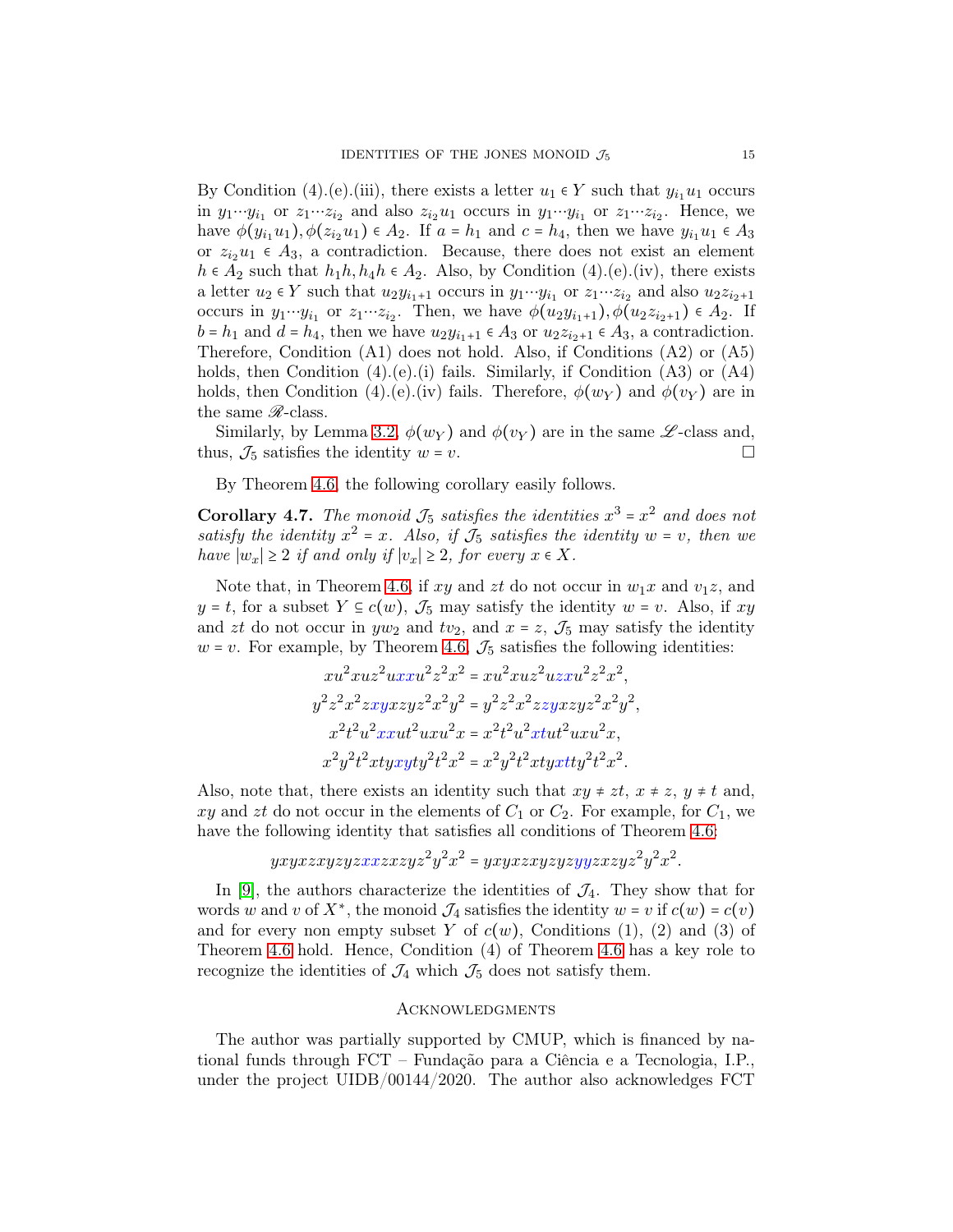By Condition (4).(e).(iii), there exists a letter $u_1 \in Y$ such that $y_{i_1}u_1$ occurs in $y_1 \cdots y_{i_1}$ or $z_1 \cdots z_{i_2}$ and also $z_{i_2}u_1$ occurs in $y_1 \cdots y_{i_1}$ or $z_1 \cdots z_{i_2}$. Hence, we have $\phi(y_{i_1}u_1), \phi(z_{i_2}u_1) \in A_2$. If $a = h_1$ and $c = h_4$, then we have $y_{i_1}u_1 \in A_3$ or $z_{i_2}u_1 \in A_3$, a contradiction. Because, there does not exist an element $h \in A_2$ such that $h_1h, h_4h \in A_2$. Also, by Condition (4).(e).(iv), there exists a letter $u_2 \in Y$ such that $u_2y_{i_1+1}$ occurs in $y_1 \cdots y_{i_1}$ or $z_1 \cdots z_{i_2}$ and also $u_2z_{i_2+1}$ occurs in $y_1 \cdots y_{i_1}$ or $z_1 \cdots z_{i_2}$. Then, we have $\phi(u_2y_{i_1+1}), \phi(u_2z_{i_2+1}) \in A_2$. If $b = h_1$ and $d = h_4$, then we have $u_2y_{i_1+1} \in A_3$ or $u_2z_{i_2+1} \in A_3$, a contradiction. Therefore, Condition (A1) does not hold. Also, if Conditions (A2) or (A5) holds, then Condition (4).(e).(i) fails. Similarly, if Condition (A3) or (A4) holds, then Condition (4).(e).(iv) fails. Therefore, $\phi(w_Y)$ and $\phi(v_Y)$ are in the same $\mathscr{R}$-class.

Similarly, by Lemma 3.2, $\phi(w_Y)$ and $\phi(v_Y)$ are in the same $\mathscr{L}$-class and, thus, $\mathcal{J}_5$ satisfies the identity $w = v$. □

By Theorem 4.6, the following corollary easily follows.

**Corollary 4.7.** *The monoid $\mathcal{J}_5$ satisfies the identities $x^3 = x^2$ and does not satisfy the identity $x^2 = x$. Also, if $\mathcal{J}_5$ satisfies the identity $w = v$, then we have $|w_x| \geq 2$ if and only if $|v_x| \geq 2$, for every $x \in X$.*

Note that, in Theorem 4.6, if $xy$ and $zt$ do not occur in $w_1x$ and $v_1z$, and $y = t$, for a subset $Y \subseteq c(w)$, $\mathcal{J}_5$ may satisfy the identity $w = v$. Also, if $xy$ and $zt$ do not occur in $yw_2$ and $tv_2$, and $x = z$, $\mathcal{J}_5$ may satisfy the identity $w = v$. For example, by Theorem 4.6, $\mathcal{J}_5$ satisfies the following identities:

$$xu^2xuz^2uxxu^2z^2x^2 = xu^2xuz^2uzxu^2z^2x^2,$$
$$y^2z^2x^2zxyxzyz^2x^2y^2 = y^2z^2x^2zzyxzyz^2x^2y^2,$$
$$x^2t^2u^2xxut^2uxu^2x = x^2t^2u^2xtut^2uxu^2x,$$
$$x^2y^2t^2xtyxyty^2t^2x^2 = x^2y^2t^2xtyxtty^2t^2x^2.$$

Also, note that, there exists an identity such that $xy \neq zt$, $x \neq z$, $y \neq t$ and, $xy$ and $zt$ do not occur in the elements of $C_1$ or $C_2$. For example, for $C_1$, we have the following identity that satisfies all conditions of Theorem 4.6:

$$yxyxzxyzyzxxzxzyz^2y^2x^2 = yxyxzxyzyzyyzxzyz^2y^2x^2.$$

In [9], the authors characterize the identities of $\mathcal{J}_4$. They show that for words $w$ and $v$ of $X^*$, the monoid $\mathcal{J}_4$ satisfies the identity $w = v$ if $c(w) = c(v)$ and for every non empty subset $Y$ of $c(w)$, Conditions (1), (2) and (3) of Theorem 4.6 hold. Hence, Condition (4) of Theorem 4.6 has a key role to recognize the identities of $\mathcal{J}_4$ which $\mathcal{J}_5$ does not satisfy them.

## Acknowledgments

The author was partially supported by CMUP, which is financed by national funds through FCT – Fundação para a Ciência e a Tecnologia, I.P., under the project UIDB/00144/2020. The author also acknowledges FCT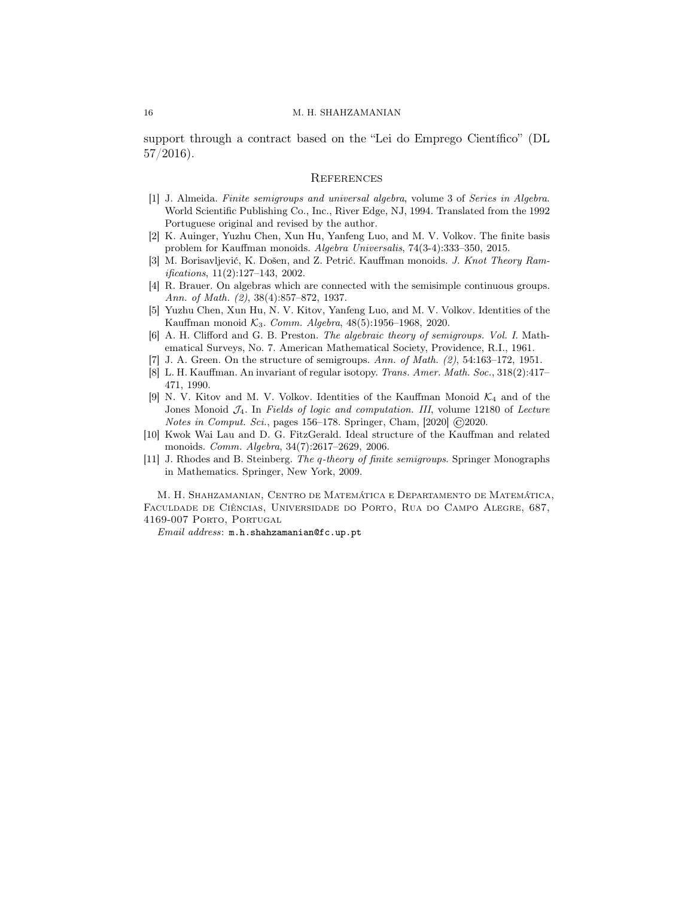support through a contract based on the "Lei do Emprego Científico" (DL 57/2016).

## References

[1] J. Almeida. *Finite semigroups and universal algebra*, volume 3 of *Series in Algebra*. World Scientific Publishing Co., Inc., River Edge, NJ, 1994. Translated from the 1992 Portuguese original and revised by the author.

[2] K. Auinger, Yuzhu Chen, Xun Hu, Yanfeng Luo, and M. V. Volkov. The finite basis problem for Kauffman monoids. *Algebra Universalis*, 74(3-4):333–350, 2015.

[3] M. Borisavljević, K. Došen, and Z. Petrić. Kauffman monoids. *J. Knot Theory Ramifications*, 11(2):127–143, 2002.

[4] R. Brauer. On algebras which are connected with the semisimple continuous groups. *Ann. of Math. (2)*, 38(4):857–872, 1937.

[5] Yuzhu Chen, Xun Hu, N. V. Kitov, Yanfeng Luo, and M. V. Volkov. Identities of the Kauffman monoid $\mathcal{K}_3$. *Comm. Algebra*, 48(5):1956–1968, 2020.

[6] A. H. Clifford and G. B. Preston. *The algebraic theory of semigroups. Vol. I*. Mathematical Surveys, No. 7. American Mathematical Society, Providence, R.I., 1961.

[7] J. A. Green. On the structure of semigroups. *Ann. of Math. (2)*, 54:163–172, 1951.

[8] L. H. Kauffman. An invariant of regular isotopy. *Trans. Amer. Math. Soc.*, 318(2):417–471, 1990.

[9] N. V. Kitov and M. V. Volkov. Identities of the Kauffman Monoid $\mathcal{K}_4$ and of the Jones Monoid $\mathcal{J}_4$. In *Fields of logic and computation. III*, volume 12180 of *Lecture Notes in Comput. Sci.*, pages 156–178. Springer, Cham, [2020] ©2020.

[10] Kwok Wai Lau and D. G. FitzGerald. Ideal structure of the Kauffman and related monoids. *Comm. Algebra*, 34(7):2617–2629, 2006.

[11] J. Rhodes and B. Steinberg. *The q-theory of finite semigroups*. Springer Monographs in Mathematics. Springer, New York, 2009.

M. H. Shahzamanian, Centro de Matemática e Departamento de Matemática, Faculdade de Ciências, Universidade do Porto, Rua do Campo Alegre, 687, 4169-007 Porto, Portugal

*Email address*: m.h.shahzamanian@fc.up.pt